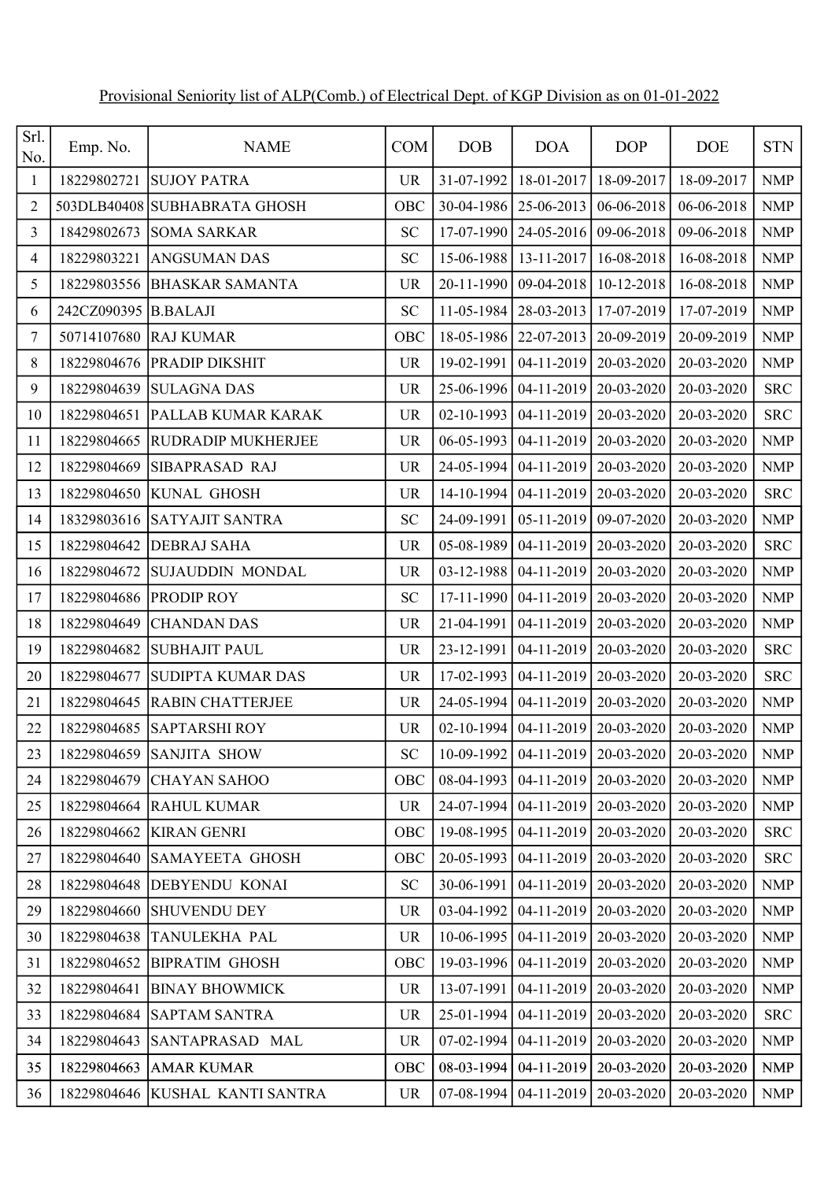Provisional Seniority list of ALP(Comb.) of Electrical Dept. of KGP Division as on 01-01-2022

| Srl. No. | Emp. No. | NAME | COM | DOB | DOA | DOP | DOE | STN |
|---|---|---|---|---|---|---|---|---|
| 1 | 18229802721 | SUJOY PATRA | UR | 31-07-1992 | 18-01-2017 | 18-09-2017 | 18-09-2017 | NMP |
| 2 | 503DLB40408 | SUBHABRATA GHOSH | OBC | 30-04-1986 | 25-06-2013 | 06-06-2018 | 06-06-2018 | NMP |
| 3 | 18429802673 | SOMA SARKAR | SC | 17-07-1990 | 24-05-2016 | 09-06-2018 | 09-06-2018 | NMP |
| 4 | 18229803221 | ANGSUMAN DAS | SC | 15-06-1988 | 13-11-2017 | 16-08-2018 | 16-08-2018 | NMP |
| 5 | 18229803556 | BHASKAR SAMANTA | UR | 20-11-1990 | 09-04-2018 | 10-12-2018 | 16-08-2018 | NMP |
| 6 | 242CZ090395 | B.BALAJI | SC | 11-05-1984 | 28-03-2013 | 17-07-2019 | 17-07-2019 | NMP |
| 7 | 50714107680 | RAJ KUMAR | OBC | 18-05-1986 | 22-07-2013 | 20-09-2019 | 20-09-2019 | NMP |
| 8 | 18229804676 | PRADIP DIKSHIT | UR | 19-02-1991 | 04-11-2019 | 20-03-2020 | 20-03-2020 | NMP |
| 9 | 18229804639 | SULAGNA DAS | UR | 25-06-1996 | 04-11-2019 | 20-03-2020 | 20-03-2020 | SRC |
| 10 | 18229804651 | PALLAB KUMAR KARAK | UR | 02-10-1993 | 04-11-2019 | 20-03-2020 | 20-03-2020 | SRC |
| 11 | 18229804665 | RUDRADIP MUKHERJEE | UR | 06-05-1993 | 04-11-2019 | 20-03-2020 | 20-03-2020 | NMP |
| 12 | 18229804669 | SIBAPRASAD RAJ | UR | 24-05-1994 | 04-11-2019 | 20-03-2020 | 20-03-2020 | NMP |
| 13 | 18229804650 | KUNAL GHOSH | UR | 14-10-1994 | 04-11-2019 | 20-03-2020 | 20-03-2020 | SRC |
| 14 | 18329803616 | SATYAJIT SANTRA | SC | 24-09-1991 | 05-11-2019 | 09-07-2020 | 20-03-2020 | NMP |
| 15 | 18229804642 | DEBRAJ SAHA | UR | 05-08-1989 | 04-11-2019 | 20-03-2020 | 20-03-2020 | SRC |
| 16 | 18229804672 | SUJAUDDIN MONDAL | UR | 03-12-1988 | 04-11-2019 | 20-03-2020 | 20-03-2020 | NMP |
| 17 | 18229804686 | PRODIP ROY | SC | 17-11-1990 | 04-11-2019 | 20-03-2020 | 20-03-2020 | NMP |
| 18 | 18229804649 | CHANDAN DAS | UR | 21-04-1991 | 04-11-2019 | 20-03-2020 | 20-03-2020 | NMP |
| 19 | 18229804682 | SUBHAJIT PAUL | UR | 23-12-1991 | 04-11-2019 | 20-03-2020 | 20-03-2020 | SRC |
| 20 | 18229804677 | SUDIPTA KUMAR DAS | UR | 17-02-1993 | 04-11-2019 | 20-03-2020 | 20-03-2020 | SRC |
| 21 | 18229804645 | RABIN CHATTERJEE | UR | 24-05-1994 | 04-11-2019 | 20-03-2020 | 20-03-2020 | NMP |
| 22 | 18229804685 | SAPTARSHI ROY | UR | 02-10-1994 | 04-11-2019 | 20-03-2020 | 20-03-2020 | NMP |
| 23 | 18229804659 | SANJITA SHOW | SC | 10-09-1992 | 04-11-2019 | 20-03-2020 | 20-03-2020 | NMP |
| 24 | 18229804679 | CHAYAN SAHOO | OBC | 08-04-1993 | 04-11-2019 | 20-03-2020 | 20-03-2020 | NMP |
| 25 | 18229804664 | RAHUL KUMAR | UR | 24-07-1994 | 04-11-2019 | 20-03-2020 | 20-03-2020 | NMP |
| 26 | 18229804662 | KIRAN GENRI | OBC | 19-08-1995 | 04-11-2019 | 20-03-2020 | 20-03-2020 | SRC |
| 27 | 18229804640 | SAMAYEETA GHOSH | OBC | 20-05-1993 | 04-11-2019 | 20-03-2020 | 20-03-2020 | SRC |
| 28 | 18229804648 | DEBYENDU KONAI | SC | 30-06-1991 | 04-11-2019 | 20-03-2020 | 20-03-2020 | NMP |
| 29 | 18229804660 | SHUVENDU DEY | UR | 03-04-1992 | 04-11-2019 | 20-03-2020 | 20-03-2020 | NMP |
| 30 | 18229804638 | TANULEKHA PAL | UR | 10-06-1995 | 04-11-2019 | 20-03-2020 | 20-03-2020 | NMP |
| 31 | 18229804652 | BIPRATIM GHOSH | OBC | 19-03-1996 | 04-11-2019 | 20-03-2020 | 20-03-2020 | NMP |
| 32 | 18229804641 | BINAY BHOWMICK | UR | 13-07-1991 | 04-11-2019 | 20-03-2020 | 20-03-2020 | NMP |
| 33 | 18229804684 | SAPTAM SANTRA | UR | 25-01-1994 | 04-11-2019 | 20-03-2020 | 20-03-2020 | SRC |
| 34 | 18229804643 | SANTAPRASAD MAL | UR | 07-02-1994 | 04-11-2019 | 20-03-2020 | 20-03-2020 | NMP |
| 35 | 18229804663 | AMAR KUMAR | OBC | 08-03-1994 | 04-11-2019 | 20-03-2020 | 20-03-2020 | NMP |
| 36 | 18229804646 | KUSHAL KANTI SANTRA | UR | 07-08-1994 | 04-11-2019 | 20-03-2020 | 20-03-2020 | NMP |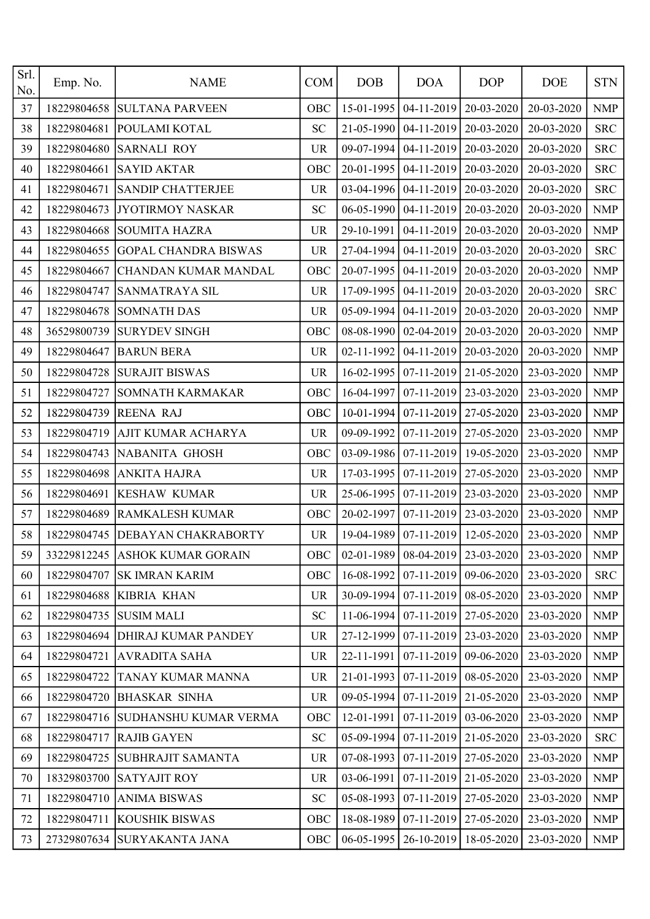| Srl. No. | Emp. No. | NAME | COM | DOB | DOA | DOP | DOE | STN |
|---|---|---|---|---|---|---|---|---|
| 37 | 18229804658 | SULTANA PARVEEN | OBC | 15-01-1995 | 04-11-2019 | 20-03-2020 | 20-03-2020 | NMP |
| 38 | 18229804681 | POULAMI KOTAL | SC | 21-05-1990 | 04-11-2019 | 20-03-2020 | 20-03-2020 | SRC |
| 39 | 18229804680 | SARNALI ROY | UR | 09-07-1994 | 04-11-2019 | 20-03-2020 | 20-03-2020 | SRC |
| 40 | 18229804661 | SAYID AKTAR | OBC | 20-01-1995 | 04-11-2019 | 20-03-2020 | 20-03-2020 | SRC |
| 41 | 18229804671 | SANDIP CHATTERJEE | UR | 03-04-1996 | 04-11-2019 | 20-03-2020 | 20-03-2020 | SRC |
| 42 | 18229804673 | JYOTIRMOY NASKAR | SC | 06-05-1990 | 04-11-2019 | 20-03-2020 | 20-03-2020 | NMP |
| 43 | 18229804668 | SOUMITA HAZRA | UR | 29-10-1991 | 04-11-2019 | 20-03-2020 | 20-03-2020 | NMP |
| 44 | 18229804655 | GOPAL CHANDRA BISWAS | UR | 27-04-1994 | 04-11-2019 | 20-03-2020 | 20-03-2020 | SRC |
| 45 | 18229804667 | CHANDAN KUMAR MANDAL | OBC | 20-07-1995 | 04-11-2019 | 20-03-2020 | 20-03-2020 | NMP |
| 46 | 18229804747 | SANMATRAYA SIL | UR | 17-09-1995 | 04-11-2019 | 20-03-2020 | 20-03-2020 | SRC |
| 47 | 18229804678 | SOMNATH DAS | UR | 05-09-1994 | 04-11-2019 | 20-03-2020 | 20-03-2020 | NMP |
| 48 | 36529800739 | SURYDEV SINGH | OBC | 08-08-1990 | 02-04-2019 | 20-03-2020 | 20-03-2020 | NMP |
| 49 | 18229804647 | BARUN BERA | UR | 02-11-1992 | 04-11-2019 | 20-03-2020 | 20-03-2020 | NMP |
| 50 | 18229804728 | SURAJIT BISWAS | UR | 16-02-1995 | 07-11-2019 | 21-05-2020 | 23-03-2020 | NMP |
| 51 | 18229804727 | SOMNATH KARMAKAR | OBC | 16-04-1997 | 07-11-2019 | 23-03-2020 | 23-03-2020 | NMP |
| 52 | 18229804739 | REENA RAJ | OBC | 10-01-1994 | 07-11-2019 | 27-05-2020 | 23-03-2020 | NMP |
| 53 | 18229804719 | AJIT KUMAR ACHARYA | UR | 09-09-1992 | 07-11-2019 | 27-05-2020 | 23-03-2020 | NMP |
| 54 | 18229804743 | NABANITA GHOSH | OBC | 03-09-1986 | 07-11-2019 | 19-05-2020 | 23-03-2020 | NMP |
| 55 | 18229804698 | ANKITA HAJRA | UR | 17-03-1995 | 07-11-2019 | 27-05-2020 | 23-03-2020 | NMP |
| 56 | 18229804691 | KESHAW KUMAR | UR | 25-06-1995 | 07-11-2019 | 23-03-2020 | 23-03-2020 | NMP |
| 57 | 18229804689 | RAMKALESH KUMAR | OBC | 20-02-1997 | 07-11-2019 | 23-03-2020 | 23-03-2020 | NMP |
| 58 | 18229804745 | DEBAYAN CHAKRABORTY | UR | 19-04-1989 | 07-11-2019 | 12-05-2020 | 23-03-2020 | NMP |
| 59 | 33229812245 | ASHOK KUMAR GORAIN | OBC | 02-01-1989 | 08-04-2019 | 23-03-2020 | 23-03-2020 | NMP |
| 60 | 18229804707 | SK IMRAN KARIM | OBC | 16-08-1992 | 07-11-2019 | 09-06-2020 | 23-03-2020 | SRC |
| 61 | 18229804688 | KIBRIA KHAN | UR | 30-09-1994 | 07-11-2019 | 08-05-2020 | 23-03-2020 | NMP |
| 62 | 18229804735 | SUSIM MALI | SC | 11-06-1994 | 07-11-2019 | 27-05-2020 | 23-03-2020 | NMP |
| 63 | 18229804694 | DHIRAJ KUMAR PANDEY | UR | 27-12-1999 | 07-11-2019 | 23-03-2020 | 23-03-2020 | NMP |
| 64 | 18229804721 | AVRADITA SAHA | UR | 22-11-1991 | 07-11-2019 | 09-06-2020 | 23-03-2020 | NMP |
| 65 | 18229804722 | TANAY KUMAR MANNA | UR | 21-01-1993 | 07-11-2019 | 08-05-2020 | 23-03-2020 | NMP |
| 66 | 18229804720 | BHASKAR SINHA | UR | 09-05-1994 | 07-11-2019 | 21-05-2020 | 23-03-2020 | NMP |
| 67 | 18229804716 | SUDHANSHU KUMAR VERMA | OBC | 12-01-1991 | 07-11-2019 | 03-06-2020 | 23-03-2020 | NMP |
| 68 | 18229804717 | RAJIB GAYEN | SC | 05-09-1994 | 07-11-2019 | 21-05-2020 | 23-03-2020 | SRC |
| 69 | 18229804725 | SUBHRAJIT SAMANTA | UR | 07-08-1993 | 07-11-2019 | 27-05-2020 | 23-03-2020 | NMP |
| 70 | 18329803700 | SATYAJIT ROY | UR | 03-06-1991 | 07-11-2019 | 21-05-2020 | 23-03-2020 | NMP |
| 71 | 18229804710 | ANIMA BISWAS | SC | 05-08-1993 | 07-11-2019 | 27-05-2020 | 23-03-2020 | NMP |
| 72 | 18229804711 | KOUSHIK BISWAS | OBC | 18-08-1989 | 07-11-2019 | 27-05-2020 | 23-03-2020 | NMP |
| 73 | 27329807634 | SURYAKANTA JANA | OBC | 06-05-1995 | 26-10-2019 | 18-05-2020 | 23-03-2020 | NMP |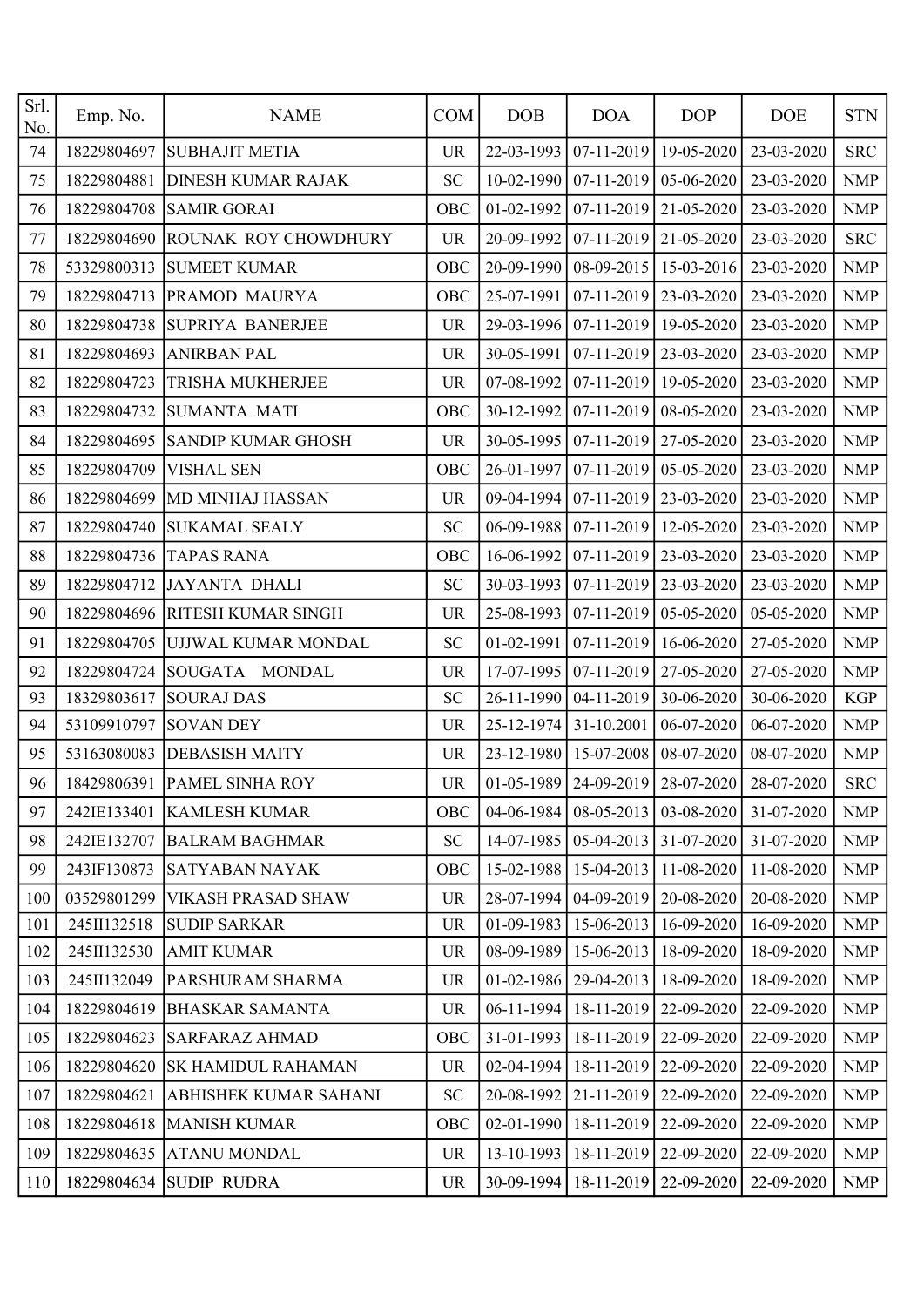| Srl. No. | Emp. No. | NAME | COM | DOB | DOA | DOP | DOE | STN |
|---|---|---|---|---|---|---|---|---|
| 74 | 18229804697 | SUBHAJIT METIA | UR | 22-03-1993 | 07-11-2019 | 19-05-2020 | 23-03-2020 | SRC |
| 75 | 18229804881 | DINESH KUMAR RAJAK | SC | 10-02-1990 | 07-11-2019 | 05-06-2020 | 23-03-2020 | NMP |
| 76 | 18229804708 | SAMIR GORAI | OBC | 01-02-1992 | 07-11-2019 | 21-05-2020 | 23-03-2020 | NMP |
| 77 | 18229804690 | ROUNAK ROY CHOWDHURY | UR | 20-09-1992 | 07-11-2019 | 21-05-2020 | 23-03-2020 | SRC |
| 78 | 53329800313 | SUMEET KUMAR | OBC | 20-09-1990 | 08-09-2015 | 15-03-2016 | 23-03-2020 | NMP |
| 79 | 18229804713 | PRAMOD MAURYA | OBC | 25-07-1991 | 07-11-2019 | 23-03-2020 | 23-03-2020 | NMP |
| 80 | 18229804738 | SUPRIYA BANERJEE | UR | 29-03-1996 | 07-11-2019 | 19-05-2020 | 23-03-2020 | NMP |
| 81 | 18229804693 | ANIRBAN PAL | UR | 30-05-1991 | 07-11-2019 | 23-03-2020 | 23-03-2020 | NMP |
| 82 | 18229804723 | TRISHA MUKHERJEE | UR | 07-08-1992 | 07-11-2019 | 19-05-2020 | 23-03-2020 | NMP |
| 83 | 18229804732 | SUMANTA MATI | OBC | 30-12-1992 | 07-11-2019 | 08-05-2020 | 23-03-2020 | NMP |
| 84 | 18229804695 | SANDIP KUMAR GHOSH | UR | 30-05-1995 | 07-11-2019 | 27-05-2020 | 23-03-2020 | NMP |
| 85 | 18229804709 | VISHAL SEN | OBC | 26-01-1997 | 07-11-2019 | 05-05-2020 | 23-03-2020 | NMP |
| 86 | 18229804699 | MD MINHAJ HASSAN | UR | 09-04-1994 | 07-11-2019 | 23-03-2020 | 23-03-2020 | NMP |
| 87 | 18229804740 | SUKAMAL SEALY | SC | 06-09-1988 | 07-11-2019 | 12-05-2020 | 23-03-2020 | NMP |
| 88 | 18229804736 | TAPAS RANA | OBC | 16-06-1992 | 07-11-2019 | 23-03-2020 | 23-03-2020 | NMP |
| 89 | 18229804712 | JAYANTA DHALI | SC | 30-03-1993 | 07-11-2019 | 23-03-2020 | 23-03-2020 | NMP |
| 90 | 18229804696 | RITESH KUMAR SINGH | UR | 25-08-1993 | 07-11-2019 | 05-05-2020 | 05-05-2020 | NMP |
| 91 | 18229804705 | UJJWAL KUMAR MONDAL | SC | 01-02-1991 | 07-11-2019 | 16-06-2020 | 27-05-2020 | NMP |
| 92 | 18229804724 | SOUGATA MONDAL | UR | 17-07-1995 | 07-11-2019 | 27-05-2020 | 27-05-2020 | NMP |
| 93 | 18329803617 | SOURAJ DAS | SC | 26-11-1990 | 04-11-2019 | 30-06-2020 | 30-06-2020 | KGP |
| 94 | 53109910797 | SOVAN DEY | UR | 25-12-1974 | 31-10.2001 | 06-07-2020 | 06-07-2020 | NMP |
| 95 | 53163080083 | DEBASISH MAITY | UR | 23-12-1980 | 15-07-2008 | 08-07-2020 | 08-07-2020 | NMP |
| 96 | 18429806391 | PAMEL SINHA ROY | UR | 01-05-1989 | 24-09-2019 | 28-07-2020 | 28-07-2020 | SRC |
| 97 | 242IE133401 | KAMLESH KUMAR | OBC | 04-06-1984 | 08-05-2013 | 03-08-2020 | 31-07-2020 | NMP |
| 98 | 242IE132707 | BALRAM BAGHMAR | SC | 14-07-1985 | 05-04-2013 | 31-07-2020 | 31-07-2020 | NMP |
| 99 | 243IF130873 | SATYABAN NAYAK | OBC | 15-02-1988 | 15-04-2013 | 11-08-2020 | 11-08-2020 | NMP |
| 100 | 03529801299 | VIKASH PRASAD SHAW | UR | 28-07-1994 | 04-09-2019 | 20-08-2020 | 20-08-2020 | NMP |
| 101 | 245II132518 | SUDIP SARKAR | UR | 01-09-1983 | 15-06-2013 | 16-09-2020 | 16-09-2020 | NMP |
| 102 | 245II132530 | AMIT KUMAR | UR | 08-09-1989 | 15-06-2013 | 18-09-2020 | 18-09-2020 | NMP |
| 103 | 245II132049 | PARSHURAM SHARMA | UR | 01-02-1986 | 29-04-2013 | 18-09-2020 | 18-09-2020 | NMP |
| 104 | 18229804619 | BHASKAR SAMANTA | UR | 06-11-1994 | 18-11-2019 | 22-09-2020 | 22-09-2020 | NMP |
| 105 | 18229804623 | SARFARAZ AHMAD | OBC | 31-01-1993 | 18-11-2019 | 22-09-2020 | 22-09-2020 | NMP |
| 106 | 18229804620 | SK HAMIDUL RAHAMAN | UR | 02-04-1994 | 18-11-2019 | 22-09-2020 | 22-09-2020 | NMP |
| 107 | 18229804621 | ABHISHEK KUMAR SAHANI | SC | 20-08-1992 | 21-11-2019 | 22-09-2020 | 22-09-2020 | NMP |
| 108 | 18229804618 | MANISH KUMAR | OBC | 02-01-1990 | 18-11-2019 | 22-09-2020 | 22-09-2020 | NMP |
| 109 | 18229804635 | ATANU MONDAL | UR | 13-10-1993 | 18-11-2019 | 22-09-2020 | 22-09-2020 | NMP |
| 110 | 18229804634 | SUDIP RUDRA | UR | 30-09-1994 | 18-11-2019 | 22-09-2020 | 22-09-2020 | NMP |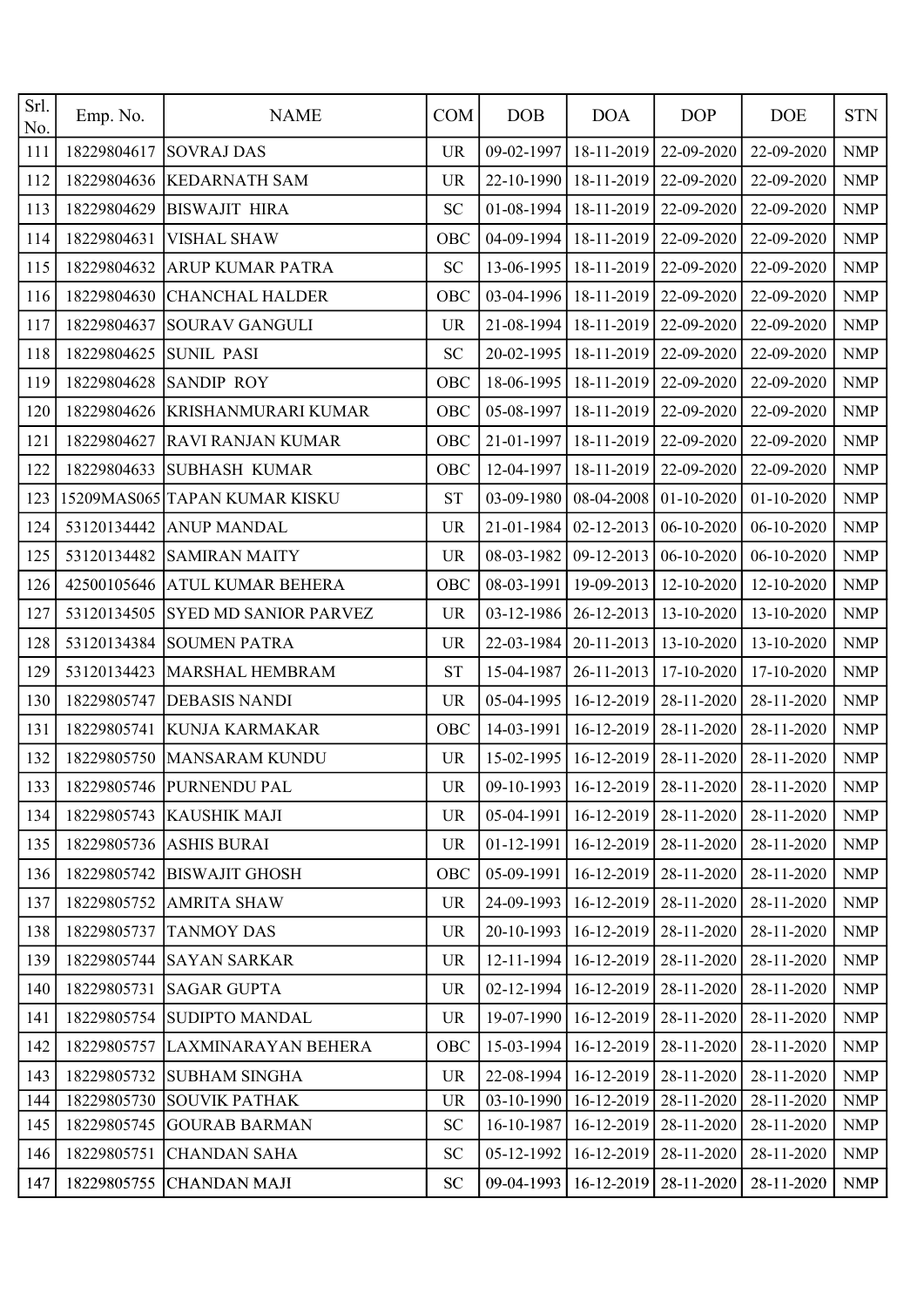| Srl. No. | Emp. No. | NAME | COM | DOB | DOA | DOP | DOE | STN |
|---|---|---|---|---|---|---|---|---|
| 111 | 18229804617 | SOVRAJ DAS | UR | 09-02-1997 | 18-11-2019 | 22-09-2020 | 22-09-2020 | NMP |
| 112 | 18229804636 | KEDARNATH SAM | UR | 22-10-1990 | 18-11-2019 | 22-09-2020 | 22-09-2020 | NMP |
| 113 | 18229804629 | BISWAJIT HIRA | SC | 01-08-1994 | 18-11-2019 | 22-09-2020 | 22-09-2020 | NMP |
| 114 | 18229804631 | VISHAL SHAW | OBC | 04-09-1994 | 18-11-2019 | 22-09-2020 | 22-09-2020 | NMP |
| 115 | 18229804632 | ARUP KUMAR PATRA | SC | 13-06-1995 | 18-11-2019 | 22-09-2020 | 22-09-2020 | NMP |
| 116 | 18229804630 | CHANCHAL HALDER | OBC | 03-04-1996 | 18-11-2019 | 22-09-2020 | 22-09-2020 | NMP |
| 117 | 18229804637 | SOURAV GANGULI | UR | 21-08-1994 | 18-11-2019 | 22-09-2020 | 22-09-2020 | NMP |
| 118 | 18229804625 | SUNIL PASI | SC | 20-02-1995 | 18-11-2019 | 22-09-2020 | 22-09-2020 | NMP |
| 119 | 18229804628 | SANDIP ROY | OBC | 18-06-1995 | 18-11-2019 | 22-09-2020 | 22-09-2020 | NMP |
| 120 | 18229804626 | KRISHANMURARI KUMAR | OBC | 05-08-1997 | 18-11-2019 | 22-09-2020 | 22-09-2020 | NMP |
| 121 | 18229804627 | RAVI RANJAN KUMAR | OBC | 21-01-1997 | 18-11-2019 | 22-09-2020 | 22-09-2020 | NMP |
| 122 | 18229804633 | SUBHASH KUMAR | OBC | 12-04-1997 | 18-11-2019 | 22-09-2020 | 22-09-2020 | NMP |
| 123 | 15209MAS065 | TAPAN KUMAR KISKU | ST | 03-09-1980 | 08-04-2008 | 01-10-2020 | 01-10-2020 | NMP |
| 124 | 53120134442 | ANUP MANDAL | UR | 21-01-1984 | 02-12-2013 | 06-10-2020 | 06-10-2020 | NMP |
| 125 | 53120134482 | SAMIRAN MAITY | UR | 08-03-1982 | 09-12-2013 | 06-10-2020 | 06-10-2020 | NMP |
| 126 | 42500105646 | ATUL KUMAR BEHERA | OBC | 08-03-1991 | 19-09-2013 | 12-10-2020 | 12-10-2020 | NMP |
| 127 | 53120134505 | SYED MD SANIOR PARVEZ | UR | 03-12-1986 | 26-12-2013 | 13-10-2020 | 13-10-2020 | NMP |
| 128 | 53120134384 | SOUMEN PATRA | UR | 22-03-1984 | 20-11-2013 | 13-10-2020 | 13-10-2020 | NMP |
| 129 | 53120134423 | MARSHAL HEMBRAM | ST | 15-04-1987 | 26-11-2013 | 17-10-2020 | 17-10-2020 | NMP |
| 130 | 18229805747 | DEBASIS NANDI | UR | 05-04-1995 | 16-12-2019 | 28-11-2020 | 28-11-2020 | NMP |
| 131 | 18229805741 | KUNJA KARMAKAR | OBC | 14-03-1991 | 16-12-2019 | 28-11-2020 | 28-11-2020 | NMP |
| 132 | 18229805750 | MANSARAM KUNDU | UR | 15-02-1995 | 16-12-2019 | 28-11-2020 | 28-11-2020 | NMP |
| 133 | 18229805746 | PURNENDU PAL | UR | 09-10-1993 | 16-12-2019 | 28-11-2020 | 28-11-2020 | NMP |
| 134 | 18229805743 | KAUSHIK MAJI | UR | 05-04-1991 | 16-12-2019 | 28-11-2020 | 28-11-2020 | NMP |
| 135 | 18229805736 | ASHIS BURAI | UR | 01-12-1991 | 16-12-2019 | 28-11-2020 | 28-11-2020 | NMP |
| 136 | 18229805742 | BISWAJIT GHOSH | OBC | 05-09-1991 | 16-12-2019 | 28-11-2020 | 28-11-2020 | NMP |
| 137 | 18229805752 | AMRITA SHAW | UR | 24-09-1993 | 16-12-2019 | 28-11-2020 | 28-11-2020 | NMP |
| 138 | 18229805737 | TANMOY DAS | UR | 20-10-1993 | 16-12-2019 | 28-11-2020 | 28-11-2020 | NMP |
| 139 | 18229805744 | SAYAN SARKAR | UR | 12-11-1994 | 16-12-2019 | 28-11-2020 | 28-11-2020 | NMP |
| 140 | 18229805731 | SAGAR GUPTA | UR | 02-12-1994 | 16-12-2019 | 28-11-2020 | 28-11-2020 | NMP |
| 141 | 18229805754 | SUDIPTO MANDAL | UR | 19-07-1990 | 16-12-2019 | 28-11-2020 | 28-11-2020 | NMP |
| 142 | 18229805757 | LAXMINARAYAN BEHERA | OBC | 15-03-1994 | 16-12-2019 | 28-11-2020 | 28-11-2020 | NMP |
| 143 | 18229805732 | SUBHAM SINGHA | UR | 22-08-1994 | 16-12-2019 | 28-11-2020 | 28-11-2020 | NMP |
| 144 | 18229805730 | SOUVIK PATHAK | UR | 03-10-1990 | 16-12-2019 | 28-11-2020 | 28-11-2020 | NMP |
| 145 | 18229805745 | GOURAB BARMAN | SC | 16-10-1987 | 16-12-2019 | 28-11-2020 | 28-11-2020 | NMP |
| 146 | 18229805751 | CHANDAN SAHA | SC | 05-12-1992 | 16-12-2019 | 28-11-2020 | 28-11-2020 | NMP |
| 147 | 18229805755 | CHANDAN MAJI | SC | 09-04-1993 | 16-12-2019 | 28-11-2020 | 28-11-2020 | NMP |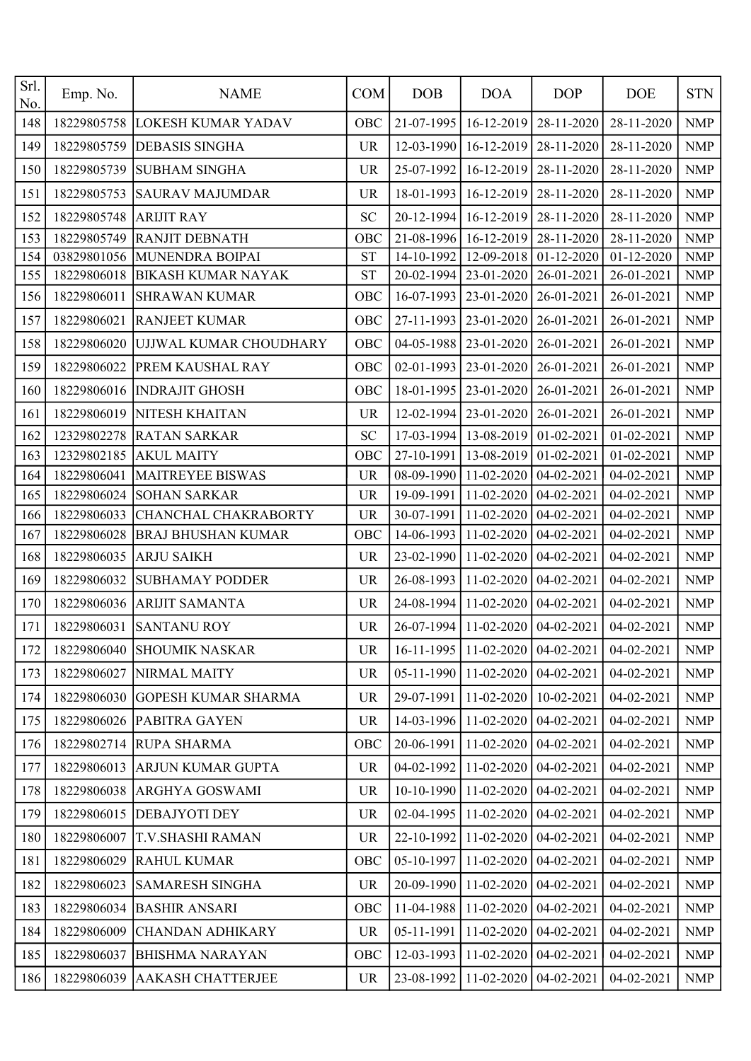| Srl. No. | Emp. No. | NAME | COM | DOB | DOA | DOP | DOE | STN |
|---|---|---|---|---|---|---|---|---|
| 148 | 18229805758 | LOKESH KUMAR YADAV | OBC | 21-07-1995 | 16-12-2019 | 28-11-2020 | 28-11-2020 | NMP |
| 149 | 18229805759 | DEBASIS SINGHA | UR | 12-03-1990 | 16-12-2019 | 28-11-2020 | 28-11-2020 | NMP |
| 150 | 18229805739 | SUBHAM SINGHA | UR | 25-07-1992 | 16-12-2019 | 28-11-2020 | 28-11-2020 | NMP |
| 151 | 18229805753 | SAURAV MAJUMDAR | UR | 18-01-1993 | 16-12-2019 | 28-11-2020 | 28-11-2020 | NMP |
| 152 | 18229805748 | ARIJIT RAY | SC | 20-12-1994 | 16-12-2019 | 28-11-2020 | 28-11-2020 | NMP |
| 153 | 18229805749 | RANJIT DEBNATH | OBC | 21-08-1996 | 16-12-2019 | 28-11-2020 | 28-11-2020 | NMP |
| 154 | 03829801056 | MUNENDRA BOIPAI | ST | 14-10-1992 | 12-09-2018 | 01-12-2020 | 01-12-2020 | NMP |
| 155 | 18229806018 | BIKASH KUMAR NAYAK | ST | 20-02-1994 | 23-01-2020 | 26-01-2021 | 26-01-2021 | NMP |
| 156 | 18229806011 | SHRAWAN KUMAR | OBC | 16-07-1993 | 23-01-2020 | 26-01-2021 | 26-01-2021 | NMP |
| 157 | 18229806021 | RANJEET KUMAR | OBC | 27-11-1993 | 23-01-2020 | 26-01-2021 | 26-01-2021 | NMP |
| 158 | 18229806020 | UJJWAL KUMAR CHOUDHARY | OBC | 04-05-1988 | 23-01-2020 | 26-01-2021 | 26-01-2021 | NMP |
| 159 | 18229806022 | PREM KAUSHAL RAY | OBC | 02-01-1993 | 23-01-2020 | 26-01-2021 | 26-01-2021 | NMP |
| 160 | 18229806016 | INDRAJIT GHOSH | OBC | 18-01-1995 | 23-01-2020 | 26-01-2021 | 26-01-2021 | NMP |
| 161 | 18229806019 | NITESH KHAITAN | UR | 12-02-1994 | 23-01-2020 | 26-01-2021 | 26-01-2021 | NMP |
| 162 | 12329802278 | RATAN SARKAR | SC | 17-03-1994 | 13-08-2019 | 01-02-2021 | 01-02-2021 | NMP |
| 163 | 12329802185 | AKUL MAITY | OBC | 27-10-1991 | 13-08-2019 | 01-02-2021 | 01-02-2021 | NMP |
| 164 | 18229806041 | MAITREYEE BISWAS | UR | 08-09-1990 | 11-02-2020 | 04-02-2021 | 04-02-2021 | NMP |
| 165 | 18229806024 | SOHAN SARKAR | UR | 19-09-1991 | 11-02-2020 | 04-02-2021 | 04-02-2021 | NMP |
| 166 | 18229806033 | CHANCHAL CHAKRABORTY | UR | 30-07-1991 | 11-02-2020 | 04-02-2021 | 04-02-2021 | NMP |
| 167 | 18229806028 | BRAJ BHUSHAN KUMAR | OBC | 14-06-1993 | 11-02-2020 | 04-02-2021 | 04-02-2021 | NMP |
| 168 | 18229806035 | ARJU SAIKH | UR | 23-02-1990 | 11-02-2020 | 04-02-2021 | 04-02-2021 | NMP |
| 169 | 18229806032 | SUBHAMAY PODDER | UR | 26-08-1993 | 11-02-2020 | 04-02-2021 | 04-02-2021 | NMP |
| 170 | 18229806036 | ARIJIT SAMANTA | UR | 24-08-1994 | 11-02-2020 | 04-02-2021 | 04-02-2021 | NMP |
| 171 | 18229806031 | SANTANU ROY | UR | 26-07-1994 | 11-02-2020 | 04-02-2021 | 04-02-2021 | NMP |
| 172 | 18229806040 | SHOUMIK NASKAR | UR | 16-11-1995 | 11-02-2020 | 04-02-2021 | 04-02-2021 | NMP |
| 173 | 18229806027 | NIRMAL MAITY | UR | 05-11-1990 | 11-02-2020 | 04-02-2021 | 04-02-2021 | NMP |
| 174 | 18229806030 | GOPESH KUMAR SHARMA | UR | 29-07-1991 | 11-02-2020 | 10-02-2021 | 04-02-2021 | NMP |
| 175 | 18229806026 | PABITRA GAYEN | UR | 14-03-1996 | 11-02-2020 | 04-02-2021 | 04-02-2021 | NMP |
| 176 | 18229802714 | RUPA SHARMA | OBC | 20-06-1991 | 11-02-2020 | 04-02-2021 | 04-02-2021 | NMP |
| 177 | 18229806013 | ARJUN KUMAR GUPTA | UR | 04-02-1992 | 11-02-2020 | 04-02-2021 | 04-02-2021 | NMP |
| 178 | 18229806038 | ARGHYA GOSWAMI | UR | 10-10-1990 | 11-02-2020 | 04-02-2021 | 04-02-2021 | NMP |
| 179 | 18229806015 | DEBAJYOTI DEY | UR | 02-04-1995 | 11-02-2020 | 04-02-2021 | 04-02-2021 | NMP |
| 180 | 18229806007 | T.V.SHASHI RAMAN | UR | 22-10-1992 | 11-02-2020 | 04-02-2021 | 04-02-2021 | NMP |
| 181 | 18229806029 | RAHUL KUMAR | OBC | 05-10-1997 | 11-02-2020 | 04-02-2021 | 04-02-2021 | NMP |
| 182 | 18229806023 | SAMARESH SINGHA | UR | 20-09-1990 | 11-02-2020 | 04-02-2021 | 04-02-2021 | NMP |
| 183 | 18229806034 | BASHIR ANSARI | OBC | 11-04-1988 | 11-02-2020 | 04-02-2021 | 04-02-2021 | NMP |
| 184 | 18229806009 | CHANDAN ADHIKARY | UR | 05-11-1991 | 11-02-2020 | 04-02-2021 | 04-02-2021 | NMP |
| 185 | 18229806037 | BHISHMA NARAYAN | OBC | 12-03-1993 | 11-02-2020 | 04-02-2021 | 04-02-2021 | NMP |
| 186 | 18229806039 | AAKASH CHATTERJEE | UR | 23-08-1992 | 11-02-2020 | 04-02-2021 | 04-02-2021 | NMP |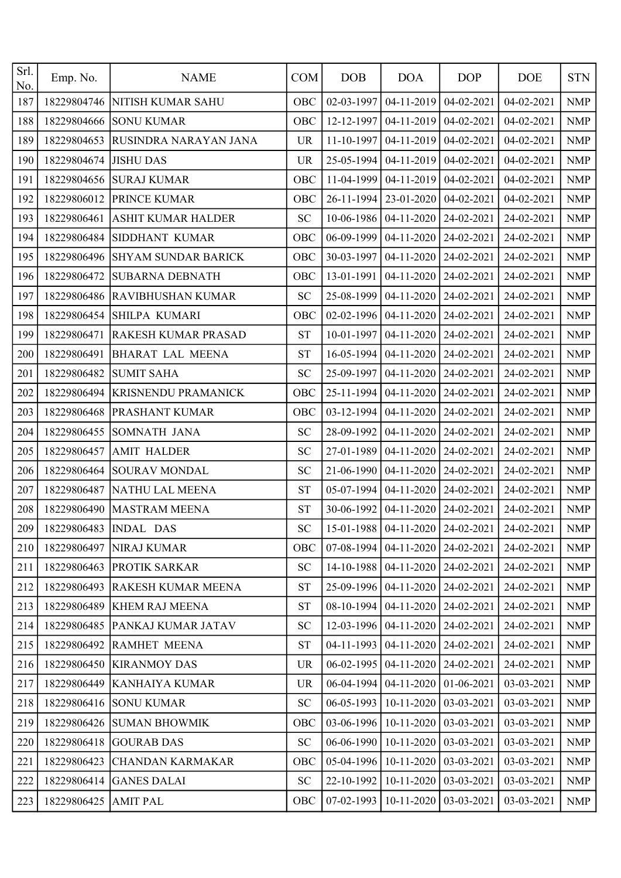| Srl. No. | Emp. No. | NAME | COM | DOB | DOA | DOP | DOE | STN |
|---|---|---|---|---|---|---|---|---|
| 187 | 18229804746 | NITISH KUMAR SAHU | OBC | 02-03-1997 | 04-11-2019 | 04-02-2021 | 04-02-2021 | NMP |
| 188 | 18229804666 | SONU KUMAR | OBC | 12-12-1997 | 04-11-2019 | 04-02-2021 | 04-02-2021 | NMP |
| 189 | 18229804653 | RUSINDRA NARAYAN JANA | UR | 11-10-1997 | 04-11-2019 | 04-02-2021 | 04-02-2021 | NMP |
| 190 | 18229804674 | JISHU DAS | UR | 25-05-1994 | 04-11-2019 | 04-02-2021 | 04-02-2021 | NMP |
| 191 | 18229804656 | SURAJ KUMAR | OBC | 11-04-1999 | 04-11-2019 | 04-02-2021 | 04-02-2021 | NMP |
| 192 | 18229806012 | PRINCE KUMAR | OBC | 26-11-1994 | 23-01-2020 | 04-02-2021 | 04-02-2021 | NMP |
| 193 | 18229806461 | ASHIT KUMAR HALDER | SC | 10-06-1986 | 04-11-2020 | 24-02-2021 | 24-02-2021 | NMP |
| 194 | 18229806484 | SIDDHANT KUMAR | OBC | 06-09-1999 | 04-11-2020 | 24-02-2021 | 24-02-2021 | NMP |
| 195 | 18229806496 | SHYAM SUNDAR BARICK | OBC | 30-03-1997 | 04-11-2020 | 24-02-2021 | 24-02-2021 | NMP |
| 196 | 18229806472 | SUBARNA DEBNATH | OBC | 13-01-1991 | 04-11-2020 | 24-02-2021 | 24-02-2021 | NMP |
| 197 | 18229806486 | RAVIBHUSHAN KUMAR | SC | 25-08-1999 | 04-11-2020 | 24-02-2021 | 24-02-2021 | NMP |
| 198 | 18229806454 | SHILPA KUMARI | OBC | 02-02-1996 | 04-11-2020 | 24-02-2021 | 24-02-2021 | NMP |
| 199 | 18229806471 | RAKESH KUMAR PRASAD | ST | 10-01-1997 | 04-11-2020 | 24-02-2021 | 24-02-2021 | NMP |
| 200 | 18229806491 | BHARAT LAL MEENA | ST | 16-05-1994 | 04-11-2020 | 24-02-2021 | 24-02-2021 | NMP |
| 201 | 18229806482 | SUMIT SAHA | SC | 25-09-1997 | 04-11-2020 | 24-02-2021 | 24-02-2021 | NMP |
| 202 | 18229806494 | KRISNENDU PRAMANICK | OBC | 25-11-1994 | 04-11-2020 | 24-02-2021 | 24-02-2021 | NMP |
| 203 | 18229806468 | PRASHANT KUMAR | OBC | 03-12-1994 | 04-11-2020 | 24-02-2021 | 24-02-2021 | NMP |
| 204 | 18229806455 | SOMNATH JANA | SC | 28-09-1992 | 04-11-2020 | 24-02-2021 | 24-02-2021 | NMP |
| 205 | 18229806457 | AMIT HALDER | SC | 27-01-1989 | 04-11-2020 | 24-02-2021 | 24-02-2021 | NMP |
| 206 | 18229806464 | SOURAV MONDAL | SC | 21-06-1990 | 04-11-2020 | 24-02-2021 | 24-02-2021 | NMP |
| 207 | 18229806487 | NATHU LAL MEENA | ST | 05-07-1994 | 04-11-2020 | 24-02-2021 | 24-02-2021 | NMP |
| 208 | 18229806490 | MASTRAM MEENA | ST | 30-06-1992 | 04-11-2020 | 24-02-2021 | 24-02-2021 | NMP |
| 209 | 18229806483 | INDAL DAS | SC | 15-01-1988 | 04-11-2020 | 24-02-2021 | 24-02-2021 | NMP |
| 210 | 18229806497 | NIRAJ KUMAR | OBC | 07-08-1994 | 04-11-2020 | 24-02-2021 | 24-02-2021 | NMP |
| 211 | 18229806463 | PROTIK SARKAR | SC | 14-10-1988 | 04-11-2020 | 24-02-2021 | 24-02-2021 | NMP |
| 212 | 18229806493 | RAKESH KUMAR MEENA | ST | 25-09-1996 | 04-11-2020 | 24-02-2021 | 24-02-2021 | NMP |
| 213 | 18229806489 | KHEM RAJ MEENA | ST | 08-10-1994 | 04-11-2020 | 24-02-2021 | 24-02-2021 | NMP |
| 214 | 18229806485 | PANKAJ KUMAR JATAV | SC | 12-03-1996 | 04-11-2020 | 24-02-2021 | 24-02-2021 | NMP |
| 215 | 18229806492 | RAMHET MEENA | ST | 04-11-1993 | 04-11-2020 | 24-02-2021 | 24-02-2021 | NMP |
| 216 | 18229806450 | KIRANMOY DAS | UR | 06-02-1995 | 04-11-2020 | 24-02-2021 | 24-02-2021 | NMP |
| 217 | 18229806449 | KANHAIYA KUMAR | UR | 06-04-1994 | 04-11-2020 | 01-06-2021 | 03-03-2021 | NMP |
| 218 | 18229806416 | SONU KUMAR | SC | 06-05-1993 | 10-11-2020 | 03-03-2021 | 03-03-2021 | NMP |
| 219 | 18229806426 | SUMAN BHOWMIK | OBC | 03-06-1996 | 10-11-2020 | 03-03-2021 | 03-03-2021 | NMP |
| 220 | 18229806418 | GOURAB DAS | SC | 06-06-1990 | 10-11-2020 | 03-03-2021 | 03-03-2021 | NMP |
| 221 | 18229806423 | CHANDAN KARMAKAR | OBC | 05-04-1996 | 10-11-2020 | 03-03-2021 | 03-03-2021 | NMP |
| 222 | 18229806414 | GANES DALAI | SC | 22-10-1992 | 10-11-2020 | 03-03-2021 | 03-03-2021 | NMP |
| 223 | 18229806425 | AMIT PAL | OBC | 07-02-1993 | 10-11-2020 | 03-03-2021 | 03-03-2021 | NMP |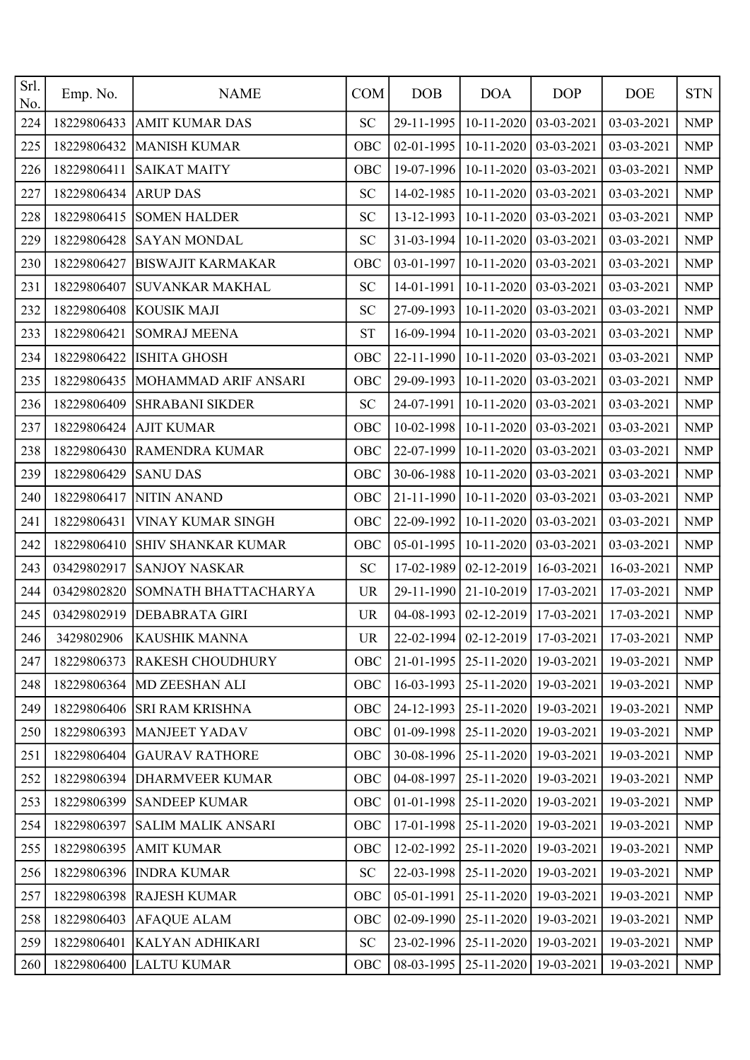| Srl. No. | Emp. No. | NAME | COM | DOB | DOA | DOP | DOE | STN |
|---|---|---|---|---|---|---|---|---|
| 224 | 18229806433 | AMIT KUMAR DAS | SC | 29-11-1995 | 10-11-2020 | 03-03-2021 | 03-03-2021 | NMP |
| 225 | 18229806432 | MANISH KUMAR | OBC | 02-01-1995 | 10-11-2020 | 03-03-2021 | 03-03-2021 | NMP |
| 226 | 18229806411 | SAIKAT MAITY | OBC | 19-07-1996 | 10-11-2020 | 03-03-2021 | 03-03-2021 | NMP |
| 227 | 18229806434 | ARUP DAS | SC | 14-02-1985 | 10-11-2020 | 03-03-2021 | 03-03-2021 | NMP |
| 228 | 18229806415 | SOMEN HALDER | SC | 13-12-1993 | 10-11-2020 | 03-03-2021 | 03-03-2021 | NMP |
| 229 | 18229806428 | SAYAN MONDAL | SC | 31-03-1994 | 10-11-2020 | 03-03-2021 | 03-03-2021 | NMP |
| 230 | 18229806427 | BISWAJIT KARMAKAR | OBC | 03-01-1997 | 10-11-2020 | 03-03-2021 | 03-03-2021 | NMP |
| 231 | 18229806407 | SUVANKAR MAKHAL | SC | 14-01-1991 | 10-11-2020 | 03-03-2021 | 03-03-2021 | NMP |
| 232 | 18229806408 | KOUSIK MAJI | SC | 27-09-1993 | 10-11-2020 | 03-03-2021 | 03-03-2021 | NMP |
| 233 | 18229806421 | SOMRAJ MEENA | ST | 16-09-1994 | 10-11-2020 | 03-03-2021 | 03-03-2021 | NMP |
| 234 | 18229806422 | ISHITA GHOSH | OBC | 22-11-1990 | 10-11-2020 | 03-03-2021 | 03-03-2021 | NMP |
| 235 | 18229806435 | MOHAMMAD ARIF ANSARI | OBC | 29-09-1993 | 10-11-2020 | 03-03-2021 | 03-03-2021 | NMP |
| 236 | 18229806409 | SHRABANI SIKDER | SC | 24-07-1991 | 10-11-2020 | 03-03-2021 | 03-03-2021 | NMP |
| 237 | 18229806424 | AJIT KUMAR | OBC | 10-02-1998 | 10-11-2020 | 03-03-2021 | 03-03-2021 | NMP |
| 238 | 18229806430 | RAMENDRA KUMAR | OBC | 22-07-1999 | 10-11-2020 | 03-03-2021 | 03-03-2021 | NMP |
| 239 | 18229806429 | SANU DAS | OBC | 30-06-1988 | 10-11-2020 | 03-03-2021 | 03-03-2021 | NMP |
| 240 | 18229806417 | NITIN ANAND | OBC | 21-11-1990 | 10-11-2020 | 03-03-2021 | 03-03-2021 | NMP |
| 241 | 18229806431 | VINAY KUMAR SINGH | OBC | 22-09-1992 | 10-11-2020 | 03-03-2021 | 03-03-2021 | NMP |
| 242 | 18229806410 | SHIV SHANKAR KUMAR | OBC | 05-01-1995 | 10-11-2020 | 03-03-2021 | 03-03-2021 | NMP |
| 243 | 03429802917 | SANJOY NASKAR | SC | 17-02-1989 | 02-12-2019 | 16-03-2021 | 16-03-2021 | NMP |
| 244 | 03429802820 | SOMNATH BHATTACHARYA | UR | 29-11-1990 | 21-10-2019 | 17-03-2021 | 17-03-2021 | NMP |
| 245 | 03429802919 | DEBABRATA GIRI | UR | 04-08-1993 | 02-12-2019 | 17-03-2021 | 17-03-2021 | NMP |
| 246 | 3429802906 | KAUSHIK MANNA | UR | 22-02-1994 | 02-12-2019 | 17-03-2021 | 17-03-2021 | NMP |
| 247 | 18229806373 | RAKESH CHOUDHURY | OBC | 21-01-1995 | 25-11-2020 | 19-03-2021 | 19-03-2021 | NMP |
| 248 | 18229806364 | MD ZEESHAN ALI | OBC | 16-03-1993 | 25-11-2020 | 19-03-2021 | 19-03-2021 | NMP |
| 249 | 18229806406 | SRI RAM KRISHNA | OBC | 24-12-1993 | 25-11-2020 | 19-03-2021 | 19-03-2021 | NMP |
| 250 | 18229806393 | MANJEET YADAV | OBC | 01-09-1998 | 25-11-2020 | 19-03-2021 | 19-03-2021 | NMP |
| 251 | 18229806404 | GAURAV RATHORE | OBC | 30-08-1996 | 25-11-2020 | 19-03-2021 | 19-03-2021 | NMP |
| 252 | 18229806394 | DHARMVEER KUMAR | OBC | 04-08-1997 | 25-11-2020 | 19-03-2021 | 19-03-2021 | NMP |
| 253 | 18229806399 | SANDEEP KUMAR | OBC | 01-01-1998 | 25-11-2020 | 19-03-2021 | 19-03-2021 | NMP |
| 254 | 18229806397 | SALIM MALIK ANSARI | OBC | 17-01-1998 | 25-11-2020 | 19-03-2021 | 19-03-2021 | NMP |
| 255 | 18229806395 | AMIT KUMAR | OBC | 12-02-1992 | 25-11-2020 | 19-03-2021 | 19-03-2021 | NMP |
| 256 | 18229806396 | INDRA KUMAR | SC | 22-03-1998 | 25-11-2020 | 19-03-2021 | 19-03-2021 | NMP |
| 257 | 18229806398 | RAJESH KUMAR | OBC | 05-01-1991 | 25-11-2020 | 19-03-2021 | 19-03-2021 | NMP |
| 258 | 18229806403 | AFAQUE ALAM | OBC | 02-09-1990 | 25-11-2020 | 19-03-2021 | 19-03-2021 | NMP |
| 259 | 18229806401 | KALYAN ADHIKARI | SC | 23-02-1996 | 25-11-2020 | 19-03-2021 | 19-03-2021 | NMP |
| 260 | 18229806400 | LALTU KUMAR | OBC | 08-03-1995 | 25-11-2020 | 19-03-2021 | 19-03-2021 | NMP |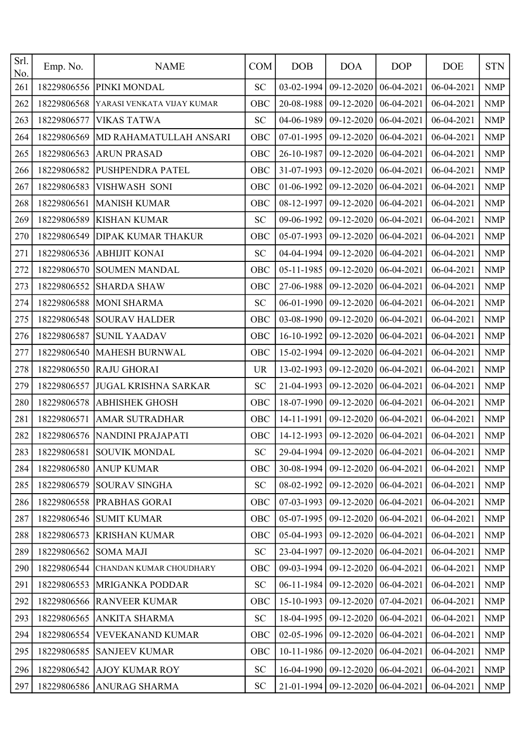| Srl. No. | Emp. No. | NAME | COM | DOB | DOA | DOP | DOE | STN |
|---|---|---|---|---|---|---|---|---|
| 261 | 18229806556 | PINKI MONDAL | SC | 03-02-1994 | 09-12-2020 | 06-04-2021 | 06-04-2021 | NMP |
| 262 | 18229806568 | YARASI VENKATA VIJAY KUMAR | OBC | 20-08-1988 | 09-12-2020 | 06-04-2021 | 06-04-2021 | NMP |
| 263 | 18229806577 | VIKAS TATWA | SC | 04-06-1989 | 09-12-2020 | 06-04-2021 | 06-04-2021 | NMP |
| 264 | 18229806569 | MD RAHAMATULLAH ANSARI | OBC | 07-01-1995 | 09-12-2020 | 06-04-2021 | 06-04-2021 | NMP |
| 265 | 18229806563 | ARUN PRASAD | OBC | 26-10-1987 | 09-12-2020 | 06-04-2021 | 06-04-2021 | NMP |
| 266 | 18229806582 | PUSHPENDRA PATEL | OBC | 31-07-1993 | 09-12-2020 | 06-04-2021 | 06-04-2021 | NMP |
| 267 | 18229806583 | VISHWASH SONI | OBC | 01-06-1992 | 09-12-2020 | 06-04-2021 | 06-04-2021 | NMP |
| 268 | 18229806561 | MANISH KUMAR | OBC | 08-12-1997 | 09-12-2020 | 06-04-2021 | 06-04-2021 | NMP |
| 269 | 18229806589 | KISHAN KUMAR | SC | 09-06-1992 | 09-12-2020 | 06-04-2021 | 06-04-2021 | NMP |
| 270 | 18229806549 | DIPAK KUMAR THAKUR | OBC | 05-07-1993 | 09-12-2020 | 06-04-2021 | 06-04-2021 | NMP |
| 271 | 18229806536 | ABHIJIT KONAI | SC | 04-04-1994 | 09-12-2020 | 06-04-2021 | 06-04-2021 | NMP |
| 272 | 18229806570 | SOUMEN MANDAL | OBC | 05-11-1985 | 09-12-2020 | 06-04-2021 | 06-04-2021 | NMP |
| 273 | 18229806552 | SHARDA SHAW | OBC | 27-06-1988 | 09-12-2020 | 06-04-2021 | 06-04-2021 | NMP |
| 274 | 18229806588 | MONI SHARMA | SC | 06-01-1990 | 09-12-2020 | 06-04-2021 | 06-04-2021 | NMP |
| 275 | 18229806548 | SOURAV HALDER | OBC | 03-08-1990 | 09-12-2020 | 06-04-2021 | 06-04-2021 | NMP |
| 276 | 18229806587 | SUNIL YAADAV | OBC | 16-10-1992 | 09-12-2020 | 06-04-2021 | 06-04-2021 | NMP |
| 277 | 18229806540 | MAHESH BURNWAL | OBC | 15-02-1994 | 09-12-2020 | 06-04-2021 | 06-04-2021 | NMP |
| 278 | 18229806550 | RAJU GHORAI | UR | 13-02-1993 | 09-12-2020 | 06-04-2021 | 06-04-2021 | NMP |
| 279 | 18229806557 | JUGAL KRISHNA SARKAR | SC | 21-04-1993 | 09-12-2020 | 06-04-2021 | 06-04-2021 | NMP |
| 280 | 18229806578 | ABHISHEK GHOSH | OBC | 18-07-1990 | 09-12-2020 | 06-04-2021 | 06-04-2021 | NMP |
| 281 | 18229806571 | AMAR SUTRADHAR | OBC | 14-11-1991 | 09-12-2020 | 06-04-2021 | 06-04-2021 | NMP |
| 282 | 18229806576 | NANDINI PRAJAPATI | OBC | 14-12-1993 | 09-12-2020 | 06-04-2021 | 06-04-2021 | NMP |
| 283 | 18229806581 | SOUVIK MONDAL | SC | 29-04-1994 | 09-12-2020 | 06-04-2021 | 06-04-2021 | NMP |
| 284 | 18229806580 | ANUP KUMAR | OBC | 30-08-1994 | 09-12-2020 | 06-04-2021 | 06-04-2021 | NMP |
| 285 | 18229806579 | SOURAV SINGHA | SC | 08-02-1992 | 09-12-2020 | 06-04-2021 | 06-04-2021 | NMP |
| 286 | 18229806558 | PRABHAS GORAI | OBC | 07-03-1993 | 09-12-2020 | 06-04-2021 | 06-04-2021 | NMP |
| 287 | 18229806546 | SUMIT KUMAR | OBC | 05-07-1995 | 09-12-2020 | 06-04-2021 | 06-04-2021 | NMP |
| 288 | 18229806573 | KRISHAN KUMAR | OBC | 05-04-1993 | 09-12-2020 | 06-04-2021 | 06-04-2021 | NMP |
| 289 | 18229806562 | SOMA MAJI | SC | 23-04-1997 | 09-12-2020 | 06-04-2021 | 06-04-2021 | NMP |
| 290 | 18229806544 | CHANDAN KUMAR CHOUDHARY | OBC | 09-03-1994 | 09-12-2020 | 06-04-2021 | 06-04-2021 | NMP |
| 291 | 18229806553 | MRIGANKA PODDAR | SC | 06-11-1984 | 09-12-2020 | 06-04-2021 | 06-04-2021 | NMP |
| 292 | 18229806566 | RANVEER KUMAR | OBC | 15-10-1993 | 09-12-2020 | 07-04-2021 | 06-04-2021 | NMP |
| 293 | 18229806565 | ANKITA SHARMA | SC | 18-04-1995 | 09-12-2020 | 06-04-2021 | 06-04-2021 | NMP |
| 294 | 18229806554 | VEVEKANAND KUMAR | OBC | 02-05-1996 | 09-12-2020 | 06-04-2021 | 06-04-2021 | NMP |
| 295 | 18229806585 | SANJEEV KUMAR | OBC | 10-11-1986 | 09-12-2020 | 06-04-2021 | 06-04-2021 | NMP |
| 296 | 18229806542 | AJOY KUMAR ROY | SC | 16-04-1990 | 09-12-2020 | 06-04-2021 | 06-04-2021 | NMP |
| 297 | 18229806586 | ANURAG SHARMA | SC | 21-01-1994 | 09-12-2020 | 06-04-2021 | 06-04-2021 | NMP |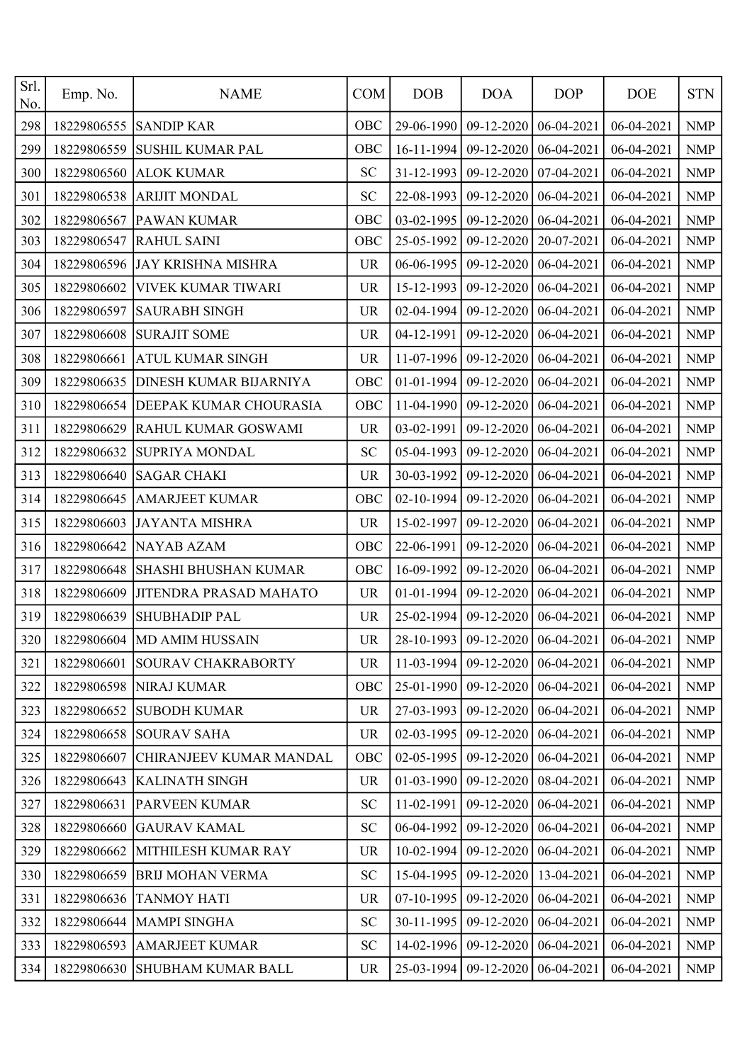| Srl. No. | Emp. No. | NAME | COM | DOB | DOA | DOP | DOE | STN |
|---|---|---|---|---|---|---|---|---|
| 298 | 18229806555 | SANDIP KAR | OBC | 29-06-1990 | 09-12-2020 | 06-04-2021 | 06-04-2021 | NMP |
| 299 | 18229806559 | SUSHIL KUMAR PAL | OBC | 16-11-1994 | 09-12-2020 | 06-04-2021 | 06-04-2021 | NMP |
| 300 | 18229806560 | ALOK KUMAR | SC | 31-12-1993 | 09-12-2020 | 07-04-2021 | 06-04-2021 | NMP |
| 301 | 18229806538 | ARIJIT MONDAL | SC | 22-08-1993 | 09-12-2020 | 06-04-2021 | 06-04-2021 | NMP |
| 302 | 18229806567 | PAWAN KUMAR | OBC | 03-02-1995 | 09-12-2020 | 06-04-2021 | 06-04-2021 | NMP |
| 303 | 18229806547 | RAHUL SAINI | OBC | 25-05-1992 | 09-12-2020 | 20-07-2021 | 06-04-2021 | NMP |
| 304 | 18229806596 | JAY KRISHNA MISHRA | UR | 06-06-1995 | 09-12-2020 | 06-04-2021 | 06-04-2021 | NMP |
| 305 | 18229806602 | VIVEK KUMAR TIWARI | UR | 15-12-1993 | 09-12-2020 | 06-04-2021 | 06-04-2021 | NMP |
| 306 | 18229806597 | SAURABH SINGH | UR | 02-04-1994 | 09-12-2020 | 06-04-2021 | 06-04-2021 | NMP |
| 307 | 18229806608 | SURAJIT SOME | UR | 04-12-1991 | 09-12-2020 | 06-04-2021 | 06-04-2021 | NMP |
| 308 | 18229806661 | ATUL KUMAR SINGH | UR | 11-07-1996 | 09-12-2020 | 06-04-2021 | 06-04-2021 | NMP |
| 309 | 18229806635 | DINESH KUMAR BIJARNIYA | OBC | 01-01-1994 | 09-12-2020 | 06-04-2021 | 06-04-2021 | NMP |
| 310 | 18229806654 | DEEPAK KUMAR CHOURASIA | OBC | 11-04-1990 | 09-12-2020 | 06-04-2021 | 06-04-2021 | NMP |
| 311 | 18229806629 | RAHUL KUMAR GOSWAMI | UR | 03-02-1991 | 09-12-2020 | 06-04-2021 | 06-04-2021 | NMP |
| 312 | 18229806632 | SUPRIYA MONDAL | SC | 05-04-1993 | 09-12-2020 | 06-04-2021 | 06-04-2021 | NMP |
| 313 | 18229806640 | SAGAR CHAKI | UR | 30-03-1992 | 09-12-2020 | 06-04-2021 | 06-04-2021 | NMP |
| 314 | 18229806645 | AMARJEET KUMAR | OBC | 02-10-1994 | 09-12-2020 | 06-04-2021 | 06-04-2021 | NMP |
| 315 | 18229806603 | JAYANTA MISHRA | UR | 15-02-1997 | 09-12-2020 | 06-04-2021 | 06-04-2021 | NMP |
| 316 | 18229806642 | NAYAB AZAM | OBC | 22-06-1991 | 09-12-2020 | 06-04-2021 | 06-04-2021 | NMP |
| 317 | 18229806648 | SHASHI BHUSHAN KUMAR | OBC | 16-09-1992 | 09-12-2020 | 06-04-2021 | 06-04-2021 | NMP |
| 318 | 18229806609 | JITENDRA PRASAD MAHATO | UR | 01-01-1994 | 09-12-2020 | 06-04-2021 | 06-04-2021 | NMP |
| 319 | 18229806639 | SHUBHADIP PAL | UR | 25-02-1994 | 09-12-2020 | 06-04-2021 | 06-04-2021 | NMP |
| 320 | 18229806604 | MD AMIM HUSSAIN | UR | 28-10-1993 | 09-12-2020 | 06-04-2021 | 06-04-2021 | NMP |
| 321 | 18229806601 | SOURAV CHAKRABORTY | UR | 11-03-1994 | 09-12-2020 | 06-04-2021 | 06-04-2021 | NMP |
| 322 | 18229806598 | NIRAJ KUMAR | OBC | 25-01-1990 | 09-12-2020 | 06-04-2021 | 06-04-2021 | NMP |
| 323 | 18229806652 | SUBODH KUMAR | UR | 27-03-1993 | 09-12-2020 | 06-04-2021 | 06-04-2021 | NMP |
| 324 | 18229806658 | SOURAV SAHA | UR | 02-03-1995 | 09-12-2020 | 06-04-2021 | 06-04-2021 | NMP |
| 325 | 18229806607 | CHIRANJEEV KUMAR MANDAL | OBC | 02-05-1995 | 09-12-2020 | 06-04-2021 | 06-04-2021 | NMP |
| 326 | 18229806643 | KALINATH SINGH | UR | 01-03-1990 | 09-12-2020 | 08-04-2021 | 06-04-2021 | NMP |
| 327 | 18229806631 | PARVEEN KUMAR | SC | 11-02-1991 | 09-12-2020 | 06-04-2021 | 06-04-2021 | NMP |
| 328 | 18229806660 | GAURAV KAMAL | SC | 06-04-1992 | 09-12-2020 | 06-04-2021 | 06-04-2021 | NMP |
| 329 | 18229806662 | MITHILESH KUMAR RAY | UR | 10-02-1994 | 09-12-2020 | 06-04-2021 | 06-04-2021 | NMP |
| 330 | 18229806659 | BRIJ MOHAN VERMA | SC | 15-04-1995 | 09-12-2020 | 13-04-2021 | 06-04-2021 | NMP |
| 331 | 18229806636 | TANMOY HATI | UR | 07-10-1995 | 09-12-2020 | 06-04-2021 | 06-04-2021 | NMP |
| 332 | 18229806644 | MAMPI SINGHA | SC | 30-11-1995 | 09-12-2020 | 06-04-2021 | 06-04-2021 | NMP |
| 333 | 18229806593 | AMARJEET KUMAR | SC | 14-02-1996 | 09-12-2020 | 06-04-2021 | 06-04-2021 | NMP |
| 334 | 18229806630 | SHUBHAM KUMAR BALL | UR | 25-03-1994 | 09-12-2020 | 06-04-2021 | 06-04-2021 | NMP |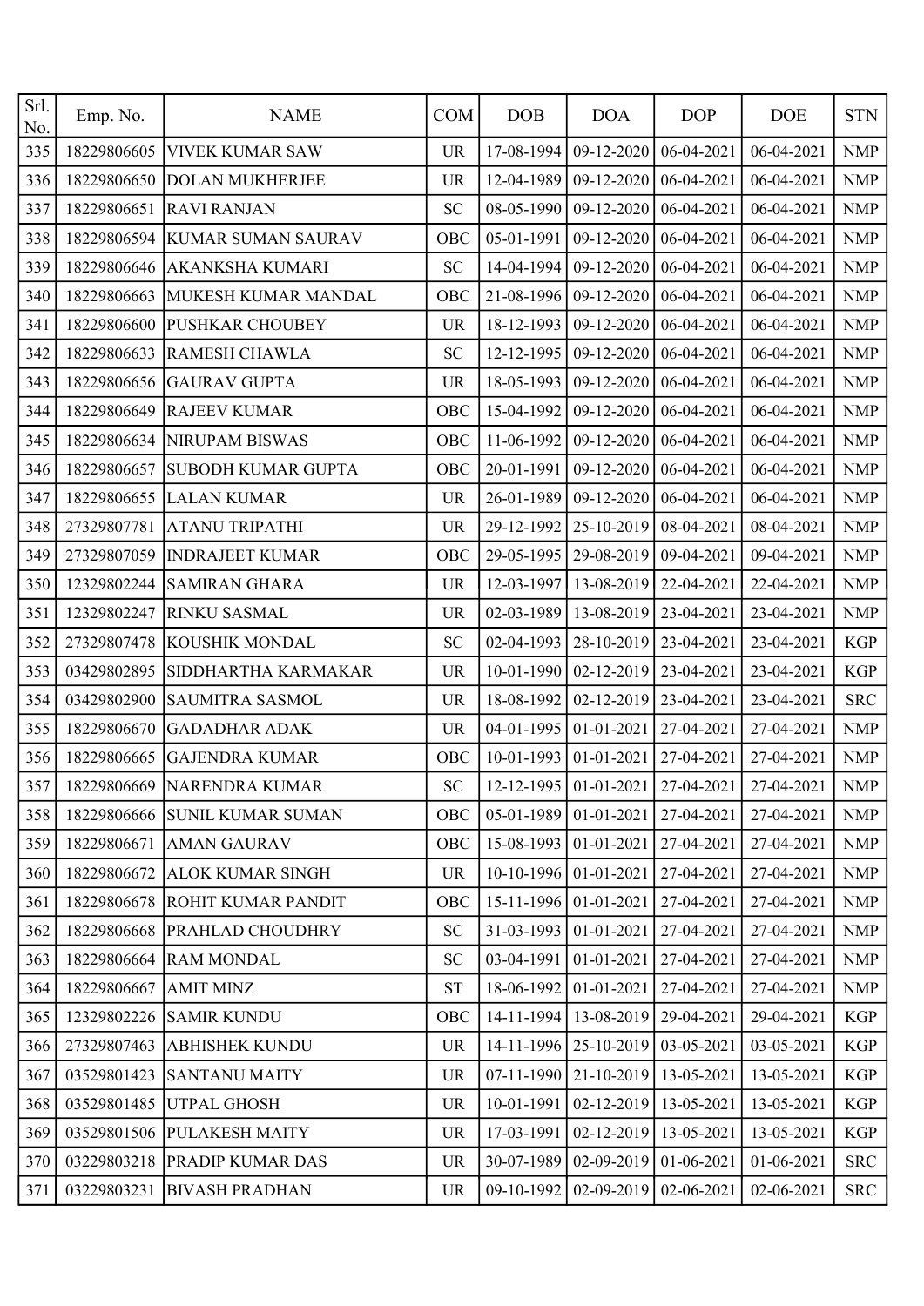| Srl. No. | Emp. No. | NAME | COM | DOB | DOA | DOP | DOE | STN |
|---|---|---|---|---|---|---|---|---|
| 335 | 18229806605 | VIVEK KUMAR SAW | UR | 17-08-1994 | 09-12-2020 | 06-04-2021 | 06-04-2021 | NMP |
| 336 | 18229806650 | DOLAN MUKHERJEE | UR | 12-04-1989 | 09-12-2020 | 06-04-2021 | 06-04-2021 | NMP |
| 337 | 18229806651 | RAVI RANJAN | SC | 08-05-1990 | 09-12-2020 | 06-04-2021 | 06-04-2021 | NMP |
| 338 | 18229806594 | KUMAR SUMAN SAURAV | OBC | 05-01-1991 | 09-12-2020 | 06-04-2021 | 06-04-2021 | NMP |
| 339 | 18229806646 | AKANKSHA KUMARI | SC | 14-04-1994 | 09-12-2020 | 06-04-2021 | 06-04-2021 | NMP |
| 340 | 18229806663 | MUKESH KUMAR MANDAL | OBC | 21-08-1996 | 09-12-2020 | 06-04-2021 | 06-04-2021 | NMP |
| 341 | 18229806600 | PUSHKAR CHOUBEY | UR | 18-12-1993 | 09-12-2020 | 06-04-2021 | 06-04-2021 | NMP |
| 342 | 18229806633 | RAMESH CHAWLA | SC | 12-12-1995 | 09-12-2020 | 06-04-2021 | 06-04-2021 | NMP |
| 343 | 18229806656 | GAURAV GUPTA | UR | 18-05-1993 | 09-12-2020 | 06-04-2021 | 06-04-2021 | NMP |
| 344 | 18229806649 | RAJEEV KUMAR | OBC | 15-04-1992 | 09-12-2020 | 06-04-2021 | 06-04-2021 | NMP |
| 345 | 18229806634 | NIRUPAM BISWAS | OBC | 11-06-1992 | 09-12-2020 | 06-04-2021 | 06-04-2021 | NMP |
| 346 | 18229806657 | SUBODH KUMAR GUPTA | OBC | 20-01-1991 | 09-12-2020 | 06-04-2021 | 06-04-2021 | NMP |
| 347 | 18229806655 | LALAN KUMAR | UR | 26-01-1989 | 09-12-2020 | 06-04-2021 | 06-04-2021 | NMP |
| 348 | 27329807781 | ATANU TRIPATHI | UR | 29-12-1992 | 25-10-2019 | 08-04-2021 | 08-04-2021 | NMP |
| 349 | 27329807059 | INDRAJEET KUMAR | OBC | 29-05-1995 | 29-08-2019 | 09-04-2021 | 09-04-2021 | NMP |
| 350 | 12329802244 | SAMIRAN GHARA | UR | 12-03-1997 | 13-08-2019 | 22-04-2021 | 22-04-2021 | NMP |
| 351 | 12329802247 | RINKU SASMAL | UR | 02-03-1989 | 13-08-2019 | 23-04-2021 | 23-04-2021 | NMP |
| 352 | 27329807478 | KOUSHIK MONDAL | SC | 02-04-1993 | 28-10-2019 | 23-04-2021 | 23-04-2021 | KGP |
| 353 | 03429802895 | SIDDHARTHA KARMAKAR | UR | 10-01-1990 | 02-12-2019 | 23-04-2021 | 23-04-2021 | KGP |
| 354 | 03429802900 | SAUMITRA SASMOL | UR | 18-08-1992 | 02-12-2019 | 23-04-2021 | 23-04-2021 | SRC |
| 355 | 18229806670 | GADADHAR ADAK | UR | 04-01-1995 | 01-01-2021 | 27-04-2021 | 27-04-2021 | NMP |
| 356 | 18229806665 | GAJENDRA KUMAR | OBC | 10-01-1993 | 01-01-2021 | 27-04-2021 | 27-04-2021 | NMP |
| 357 | 18229806669 | NARENDRA KUMAR | SC | 12-12-1995 | 01-01-2021 | 27-04-2021 | 27-04-2021 | NMP |
| 358 | 18229806666 | SUNIL KUMAR SUMAN | OBC | 05-01-1989 | 01-01-2021 | 27-04-2021 | 27-04-2021 | NMP |
| 359 | 18229806671 | AMAN GAURAV | OBC | 15-08-1993 | 01-01-2021 | 27-04-2021 | 27-04-2021 | NMP |
| 360 | 18229806672 | ALOK KUMAR SINGH | UR | 10-10-1996 | 01-01-2021 | 27-04-2021 | 27-04-2021 | NMP |
| 361 | 18229806678 | ROHIT KUMAR PANDIT | OBC | 15-11-1996 | 01-01-2021 | 27-04-2021 | 27-04-2021 | NMP |
| 362 | 18229806668 | PRAHLAD CHOUDHRY | SC | 31-03-1993 | 01-01-2021 | 27-04-2021 | 27-04-2021 | NMP |
| 363 | 18229806664 | RAM MONDAL | SC | 03-04-1991 | 01-01-2021 | 27-04-2021 | 27-04-2021 | NMP |
| 364 | 18229806667 | AMIT MINZ | ST | 18-06-1992 | 01-01-2021 | 27-04-2021 | 27-04-2021 | NMP |
| 365 | 12329802226 | SAMIR KUNDU | OBC | 14-11-1994 | 13-08-2019 | 29-04-2021 | 29-04-2021 | KGP |
| 366 | 27329807463 | ABHISHEK KUNDU | UR | 14-11-1996 | 25-10-2019 | 03-05-2021 | 03-05-2021 | KGP |
| 367 | 03529801423 | SANTANU MAITY | UR | 07-11-1990 | 21-10-2019 | 13-05-2021 | 13-05-2021 | KGP |
| 368 | 03529801485 | UTPAL GHOSH | UR | 10-01-1991 | 02-12-2019 | 13-05-2021 | 13-05-2021 | KGP |
| 369 | 03529801506 | PULAKESH MAITY | UR | 17-03-1991 | 02-12-2019 | 13-05-2021 | 13-05-2021 | KGP |
| 370 | 03229803218 | PRADIP KUMAR DAS | UR | 30-07-1989 | 02-09-2019 | 01-06-2021 | 01-06-2021 | SRC |
| 371 | 03229803231 | BIVASH PRADHAN | UR | 09-10-1992 | 02-09-2019 | 02-06-2021 | 02-06-2021 | SRC |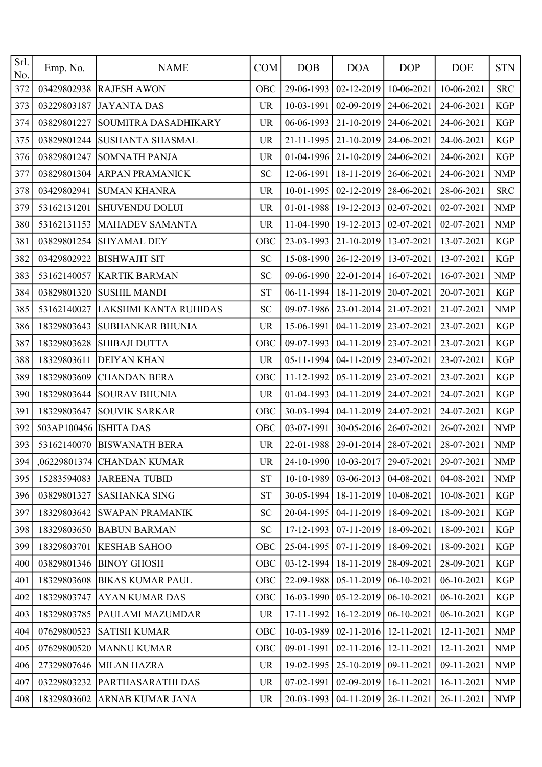| Srl. No. | Emp. No. | NAME | COM | DOB | DOA | DOP | DOE | STN |
|---|---|---|---|---|---|---|---|---|
| 372 | 03429802938 | RAJESH AWON | OBC | 29-06-1993 | 02-12-2019 | 10-06-2021 | 10-06-2021 | SRC |
| 373 | 03229803187 | JAYANTA DAS | UR | 10-03-1991 | 02-09-2019 | 24-06-2021 | 24-06-2021 | KGP |
| 374 | 03829801227 | SOUMITRA DASADHIKARY | UR | 06-06-1993 | 21-10-2019 | 24-06-2021 | 24-06-2021 | KGP |
| 375 | 03829801244 | SUSHANTA SHASMAL | UR | 21-11-1995 | 21-10-2019 | 24-06-2021 | 24-06-2021 | KGP |
| 376 | 03829801247 | SOMNATH PANJA | UR | 01-04-1996 | 21-10-2019 | 24-06-2021 | 24-06-2021 | KGP |
| 377 | 03829801304 | ARPAN PRAMANICK | SC | 12-06-1991 | 18-11-2019 | 26-06-2021 | 24-06-2021 | NMP |
| 378 | 03429802941 | SUMAN KHANRA | UR | 10-01-1995 | 02-12-2019 | 28-06-2021 | 28-06-2021 | SRC |
| 379 | 53162131201 | SHUVENDU DOLUI | UR | 01-01-1988 | 19-12-2013 | 02-07-2021 | 02-07-2021 | NMP |
| 380 | 53162131153 | MAHADEV SAMANTA | UR | 11-04-1990 | 19-12-2013 | 02-07-2021 | 02-07-2021 | NMP |
| 381 | 03829801254 | SHYAMAL DEY | OBC | 23-03-1993 | 21-10-2019 | 13-07-2021 | 13-07-2021 | KGP |
| 382 | 03429802922 | BISHWAJIT SIT | SC | 15-08-1990 | 26-12-2019 | 13-07-2021 | 13-07-2021 | KGP |
| 383 | 53162140057 | KARTIK BARMAN | SC | 09-06-1990 | 22-01-2014 | 16-07-2021 | 16-07-2021 | NMP |
| 384 | 03829801320 | SUSHIL MANDI | ST | 06-11-1994 | 18-11-2019 | 20-07-2021 | 20-07-2021 | KGP |
| 385 | 53162140027 | LAKSHMI KANTA RUHIDAS | SC | 09-07-1986 | 23-01-2014 | 21-07-2021 | 21-07-2021 | NMP |
| 386 | 18329803643 | SUBHANKAR BHUNIA | UR | 15-06-1991 | 04-11-2019 | 23-07-2021 | 23-07-2021 | KGP |
| 387 | 18329803628 | SHIBAJI DUTTA | OBC | 09-07-1993 | 04-11-2019 | 23-07-2021 | 23-07-2021 | KGP |
| 388 | 18329803611 | DEIYAN KHAN | UR | 05-11-1994 | 04-11-2019 | 23-07-2021 | 23-07-2021 | KGP |
| 389 | 18329803609 | CHANDAN BERA | OBC | 11-12-1992 | 05-11-2019 | 23-07-2021 | 23-07-2021 | KGP |
| 390 | 18329803644 | SOURAV BHUNIA | UR | 01-04-1993 | 04-11-2019 | 24-07-2021 | 24-07-2021 | KGP |
| 391 | 18329803647 | SOUVIK SARKAR | OBC | 30-03-1994 | 04-11-2019 | 24-07-2021 | 24-07-2021 | KGP |
| 392 | 503AP100456 | ISHITA DAS | OBC | 03-07-1991 | 30-05-2016 | 26-07-2021 | 26-07-2021 | NMP |
| 393 | 53162140070 | BISWANATH BERA | UR | 22-01-1988 | 29-01-2014 | 28-07-2021 | 28-07-2021 | NMP |
| 394 | ,06229801374 | CHANDAN KUMAR | UR | 24-10-1990 | 10-03-2017 | 29-07-2021 | 29-07-2021 | NMP |
| 395 | 15283594083 | JAREENA TUBID | ST | 10-10-1989 | 03-06-2013 | 04-08-2021 | 04-08-2021 | NMP |
| 396 | 03829801327 | SASHANKA SING | ST | 30-05-1994 | 18-11-2019 | 10-08-2021 | 10-08-2021 | KGP |
| 397 | 18329803642 | SWAPAN PRAMANIK | SC | 20-04-1995 | 04-11-2019 | 18-09-2021 | 18-09-2021 | KGP |
| 398 | 18329803650 | BABUN BARMAN | SC | 17-12-1993 | 07-11-2019 | 18-09-2021 | 18-09-2021 | KGP |
| 399 | 18329803701 | KESHAB SAHOO | OBC | 25-04-1995 | 07-11-2019 | 18-09-2021 | 18-09-2021 | KGP |
| 400 | 03829801346 | BINOY GHOSH | OBC | 03-12-1994 | 18-11-2019 | 28-09-2021 | 28-09-2021 | KGP |
| 401 | 18329803608 | BIKAS KUMAR PAUL | OBC | 22-09-1988 | 05-11-2019 | 06-10-2021 | 06-10-2021 | KGP |
| 402 | 18329803747 | AYAN KUMAR DAS | OBC | 16-03-1990 | 05-12-2019 | 06-10-2021 | 06-10-2021 | KGP |
| 403 | 18329803785 | PAULAMI MAZUMDAR | UR | 17-11-1992 | 16-12-2019 | 06-10-2021 | 06-10-2021 | KGP |
| 404 | 07629800523 | SATISH KUMAR | OBC | 10-03-1989 | 02-11-2016 | 12-11-2021 | 12-11-2021 | NMP |
| 405 | 07629800520 | MANNU KUMAR | OBC | 09-01-1991 | 02-11-2016 | 12-11-2021 | 12-11-2021 | NMP |
| 406 | 27329807646 | MILAN HAZRA | UR | 19-02-1995 | 25-10-2019 | 09-11-2021 | 09-11-2021 | NMP |
| 407 | 03229803232 | PARTHASARATHI DAS | UR | 07-02-1991 | 02-09-2019 | 16-11-2021 | 16-11-2021 | NMP |
| 408 | 18329803602 | ARNAB KUMAR JANA | UR | 20-03-1993 | 04-11-2019 | 26-11-2021 | 26-11-2021 | NMP |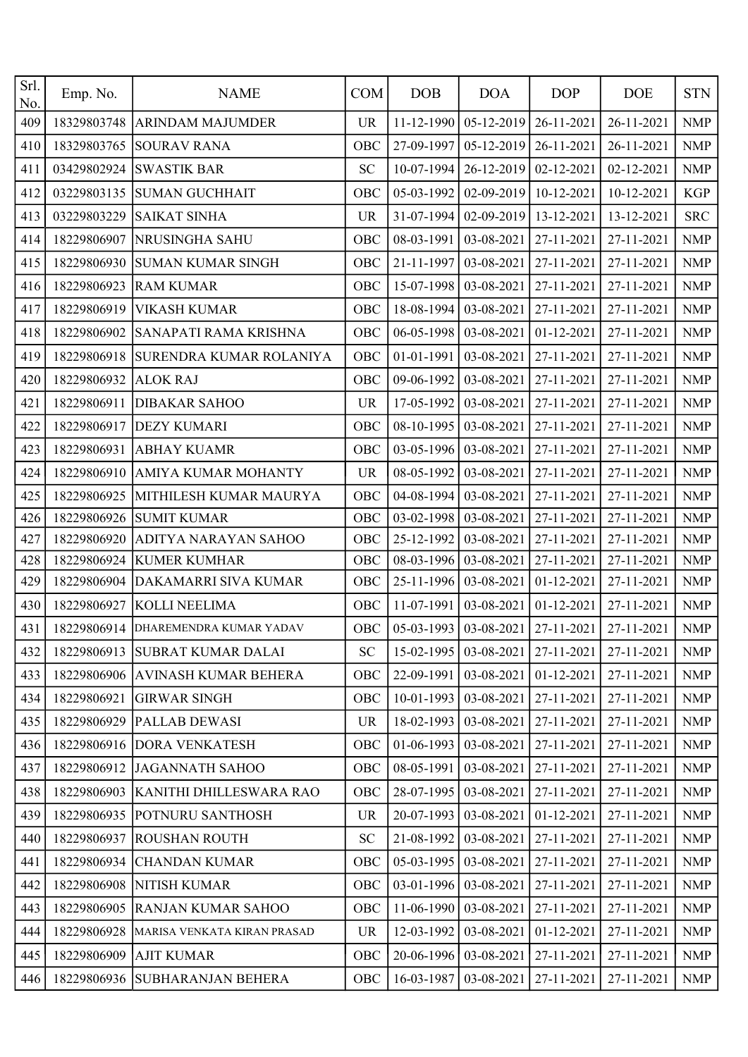| Srl. No. | Emp. No. | NAME | COM | DOB | DOA | DOP | DOE | STN |
|---|---|---|---|---|---|---|---|---|
| 409 | 18329803748 | ARINDAM MAJUMDER | UR | 11-12-1990 | 05-12-2019 | 26-11-2021 | 26-11-2021 | NMP |
| 410 | 18329803765 | SOURAV RANA | OBC | 27-09-1997 | 05-12-2019 | 26-11-2021 | 26-11-2021 | NMP |
| 411 | 03429802924 | SWASTIK BAR | SC | 10-07-1994 | 26-12-2019 | 02-12-2021 | 02-12-2021 | NMP |
| 412 | 03229803135 | SUMAN GUCHHAIT | OBC | 05-03-1992 | 02-09-2019 | 10-12-2021 | 10-12-2021 | KGP |
| 413 | 03229803229 | SAIKAT SINHA | UR | 31-07-1994 | 02-09-2019 | 13-12-2021 | 13-12-2021 | SRC |
| 414 | 18229806907 | NRUSINGHA SAHU | OBC | 08-03-1991 | 03-08-2021 | 27-11-2021 | 27-11-2021 | NMP |
| 415 | 18229806930 | SUMAN KUMAR SINGH | OBC | 21-11-1997 | 03-08-2021 | 27-11-2021 | 27-11-2021 | NMP |
| 416 | 18229806923 | RAM KUMAR | OBC | 15-07-1998 | 03-08-2021 | 27-11-2021 | 27-11-2021 | NMP |
| 417 | 18229806919 | VIKASH KUMAR | OBC | 18-08-1994 | 03-08-2021 | 27-11-2021 | 27-11-2021 | NMP |
| 418 | 18229806902 | SANAPATI RAMA KRISHNA | OBC | 06-05-1998 | 03-08-2021 | 01-12-2021 | 27-11-2021 | NMP |
| 419 | 18229806918 | SURENDRA KUMAR ROLANIYA | OBC | 01-01-1991 | 03-08-2021 | 27-11-2021 | 27-11-2021 | NMP |
| 420 | 18229806932 | ALOK RAJ | OBC | 09-06-1992 | 03-08-2021 | 27-11-2021 | 27-11-2021 | NMP |
| 421 | 18229806911 | DIBAKAR SAHOO | UR | 17-05-1992 | 03-08-2021 | 27-11-2021 | 27-11-2021 | NMP |
| 422 | 18229806917 | DEZY KUMARI | OBC | 08-10-1995 | 03-08-2021 | 27-11-2021 | 27-11-2021 | NMP |
| 423 | 18229806931 | ABHAY KUAMR | OBC | 03-05-1996 | 03-08-2021 | 27-11-2021 | 27-11-2021 | NMP |
| 424 | 18229806910 | AMIYA KUMAR MOHANTY | UR | 08-05-1992 | 03-08-2021 | 27-11-2021 | 27-11-2021 | NMP |
| 425 | 18229806925 | MITHILESH KUMAR MAURYA | OBC | 04-08-1994 | 03-08-2021 | 27-11-2021 | 27-11-2021 | NMP |
| 426 | 18229806926 | SUMIT KUMAR | OBC | 03-02-1998 | 03-08-2021 | 27-11-2021 | 27-11-2021 | NMP |
| 427 | 18229806920 | ADITYA NARAYAN SAHOO | OBC | 25-12-1992 | 03-08-2021 | 27-11-2021 | 27-11-2021 | NMP |
| 428 | 18229806924 | KUMER KUMHAR | OBC | 08-03-1996 | 03-08-2021 | 27-11-2021 | 27-11-2021 | NMP |
| 429 | 18229806904 | DAKAMARRI SIVA KUMAR | OBC | 25-11-1996 | 03-08-2021 | 01-12-2021 | 27-11-2021 | NMP |
| 430 | 18229806927 | KOLLI NEELIMA | OBC | 11-07-1991 | 03-08-2021 | 01-12-2021 | 27-11-2021 | NMP |
| 431 | 18229806914 | DHAREMENDRA KUMAR YADAV | OBC | 05-03-1993 | 03-08-2021 | 27-11-2021 | 27-11-2021 | NMP |
| 432 | 18229806913 | SUBRAT KUMAR DALAI | SC | 15-02-1995 | 03-08-2021 | 27-11-2021 | 27-11-2021 | NMP |
| 433 | 18229806906 | AVINASH KUMAR BEHERA | OBC | 22-09-1991 | 03-08-2021 | 01-12-2021 | 27-11-2021 | NMP |
| 434 | 18229806921 | GIRWAR SINGH | OBC | 10-01-1993 | 03-08-2021 | 27-11-2021 | 27-11-2021 | NMP |
| 435 | 18229806929 | PALLAB DEWASI | UR | 18-02-1993 | 03-08-2021 | 27-11-2021 | 27-11-2021 | NMP |
| 436 | 18229806916 | DORA VENKATESH | OBC | 01-06-1993 | 03-08-2021 | 27-11-2021 | 27-11-2021 | NMP |
| 437 | 18229806912 | JAGANNATH SAHOO | OBC | 08-05-1991 | 03-08-2021 | 27-11-2021 | 27-11-2021 | NMP |
| 438 | 18229806903 | KANITHI DHILLESWARA RAO | OBC | 28-07-1995 | 03-08-2021 | 27-11-2021 | 27-11-2021 | NMP |
| 439 | 18229806935 | POTNURU SANTHOSH | UR | 20-07-1993 | 03-08-2021 | 01-12-2021 | 27-11-2021 | NMP |
| 440 | 18229806937 | ROUSHAN ROUTH | SC | 21-08-1992 | 03-08-2021 | 27-11-2021 | 27-11-2021 | NMP |
| 441 | 18229806934 | CHANDAN KUMAR | OBC | 05-03-1995 | 03-08-2021 | 27-11-2021 | 27-11-2021 | NMP |
| 442 | 18229806908 | NITISH KUMAR | OBC | 03-01-1996 | 03-08-2021 | 27-11-2021 | 27-11-2021 | NMP |
| 443 | 18229806905 | RANJAN KUMAR SAHOO | OBC | 11-06-1990 | 03-08-2021 | 27-11-2021 | 27-11-2021 | NMP |
| 444 | 18229806928 | MARISA VENKATA KIRAN PRASAD | UR | 12-03-1992 | 03-08-2021 | 01-12-2021 | 27-11-2021 | NMP |
| 445 | 18229806909 | AJIT KUMAR | OBC | 20-06-1996 | 03-08-2021 | 27-11-2021 | 27-11-2021 | NMP |
| 446 | 18229806936 | SUBHARANJAN BEHERA | OBC | 16-03-1987 | 03-08-2021 | 27-11-2021 | 27-11-2021 | NMP |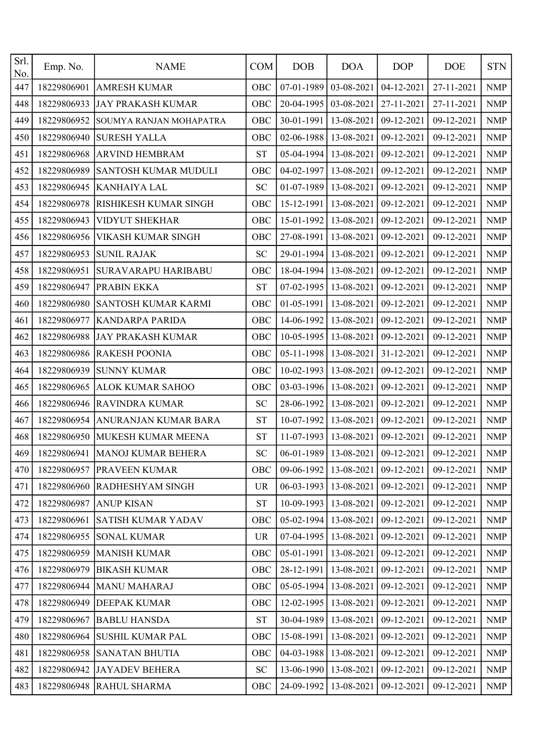| Srl. No. | Emp. No. | NAME | COM | DOB | DOA | DOP | DOE | STN |
|---|---|---|---|---|---|---|---|---|
| 447 | 18229806901 | AMRESH KUMAR | OBC | 07-01-1989 | 03-08-2021 | 04-12-2021 | 27-11-2021 | NMP |
| 448 | 18229806933 | JAY PRAKASH KUMAR | OBC | 20-04-1995 | 03-08-2021 | 27-11-2021 | 27-11-2021 | NMP |
| 449 | 18229806952 | SOUMYA RANJAN MOHAPATRA | OBC | 30-01-1991 | 13-08-2021 | 09-12-2021 | 09-12-2021 | NMP |
| 450 | 18229806940 | SURESH YALLA | OBC | 02-06-1988 | 13-08-2021 | 09-12-2021 | 09-12-2021 | NMP |
| 451 | 18229806968 | ARVIND HEMBRAM | ST | 05-04-1994 | 13-08-2021 | 09-12-2021 | 09-12-2021 | NMP |
| 452 | 18229806989 | SANTOSH KUMAR MUDULI | OBC | 04-02-1997 | 13-08-2021 | 09-12-2021 | 09-12-2021 | NMP |
| 453 | 18229806945 | KANHAIYA LAL | SC | 01-07-1989 | 13-08-2021 | 09-12-2021 | 09-12-2021 | NMP |
| 454 | 18229806978 | RISHIKESH KUMAR SINGH | OBC | 15-12-1991 | 13-08-2021 | 09-12-2021 | 09-12-2021 | NMP |
| 455 | 18229806943 | VIDYUT SHEKHAR | OBC | 15-01-1992 | 13-08-2021 | 09-12-2021 | 09-12-2021 | NMP |
| 456 | 18229806956 | VIKASH KUMAR SINGH | OBC | 27-08-1991 | 13-08-2021 | 09-12-2021 | 09-12-2021 | NMP |
| 457 | 18229806953 | SUNIL RAJAK | SC | 29-01-1994 | 13-08-2021 | 09-12-2021 | 09-12-2021 | NMP |
| 458 | 18229806951 | SURAVARAPU HARIBABU | OBC | 18-04-1994 | 13-08-2021 | 09-12-2021 | 09-12-2021 | NMP |
| 459 | 18229806947 | PRABIN EKKA | ST | 07-02-1995 | 13-08-2021 | 09-12-2021 | 09-12-2021 | NMP |
| 460 | 18229806980 | SANTOSH KUMAR KARMI | OBC | 01-05-1991 | 13-08-2021 | 09-12-2021 | 09-12-2021 | NMP |
| 461 | 18229806977 | KANDARPA PARIDA | OBC | 14-06-1992 | 13-08-2021 | 09-12-2021 | 09-12-2021 | NMP |
| 462 | 18229806988 | JAY PRAKASH KUMAR | OBC | 10-05-1995 | 13-08-2021 | 09-12-2021 | 09-12-2021 | NMP |
| 463 | 18229806986 | RAKESH POONIA | OBC | 05-11-1998 | 13-08-2021 | 31-12-2021 | 09-12-2021 | NMP |
| 464 | 18229806939 | SUNNY KUMAR | OBC | 10-02-1993 | 13-08-2021 | 09-12-2021 | 09-12-2021 | NMP |
| 465 | 18229806965 | ALOK KUMAR SAHOO | OBC | 03-03-1996 | 13-08-2021 | 09-12-2021 | 09-12-2021 | NMP |
| 466 | 18229806946 | RAVINDRA KUMAR | SC | 28-06-1992 | 13-08-2021 | 09-12-2021 | 09-12-2021 | NMP |
| 467 | 18229806954 | ANURANJAN KUMAR BARA | ST | 10-07-1992 | 13-08-2021 | 09-12-2021 | 09-12-2021 | NMP |
| 468 | 18229806950 | MUKESH KUMAR MEENA | ST | 11-07-1993 | 13-08-2021 | 09-12-2021 | 09-12-2021 | NMP |
| 469 | 18229806941 | MANOJ KUMAR BEHERA | SC | 06-01-1989 | 13-08-2021 | 09-12-2021 | 09-12-2021 | NMP |
| 470 | 18229806957 | PRAVEEN KUMAR | OBC | 09-06-1992 | 13-08-2021 | 09-12-2021 | 09-12-2021 | NMP |
| 471 | 18229806960 | RADHESHYAM SINGH | UR | 06-03-1993 | 13-08-2021 | 09-12-2021 | 09-12-2021 | NMP |
| 472 | 18229806987 | ANUP KISAN | ST | 10-09-1993 | 13-08-2021 | 09-12-2021 | 09-12-2021 | NMP |
| 473 | 18229806961 | SATISH KUMAR YADAV | OBC | 05-02-1994 | 13-08-2021 | 09-12-2021 | 09-12-2021 | NMP |
| 474 | 18229806955 | SONAL KUMAR | UR | 07-04-1995 | 13-08-2021 | 09-12-2021 | 09-12-2021 | NMP |
| 475 | 18229806959 | MANISH KUMAR | OBC | 05-01-1991 | 13-08-2021 | 09-12-2021 | 09-12-2021 | NMP |
| 476 | 18229806979 | BIKASH KUMAR | OBC | 28-12-1991 | 13-08-2021 | 09-12-2021 | 09-12-2021 | NMP |
| 477 | 18229806944 | MANU MAHARAJ | OBC | 05-05-1994 | 13-08-2021 | 09-12-2021 | 09-12-2021 | NMP |
| 478 | 18229806949 | DEEPAK KUMAR | OBC | 12-02-1995 | 13-08-2021 | 09-12-2021 | 09-12-2021 | NMP |
| 479 | 18229806967 | BABLU HANSDA | ST | 30-04-1989 | 13-08-2021 | 09-12-2021 | 09-12-2021 | NMP |
| 480 | 18229806964 | SUSHIL KUMAR PAL | OBC | 15-08-1991 | 13-08-2021 | 09-12-2021 | 09-12-2021 | NMP |
| 481 | 18229806958 | SANATAN BHUTIA | OBC | 04-03-1988 | 13-08-2021 | 09-12-2021 | 09-12-2021 | NMP |
| 482 | 18229806942 | JAYADEV BEHERA | SC | 13-06-1990 | 13-08-2021 | 09-12-2021 | 09-12-2021 | NMP |
| 483 | 18229806948 | RAHUL SHARMA | OBC | 24-09-1992 | 13-08-2021 | 09-12-2021 | 09-12-2021 | NMP |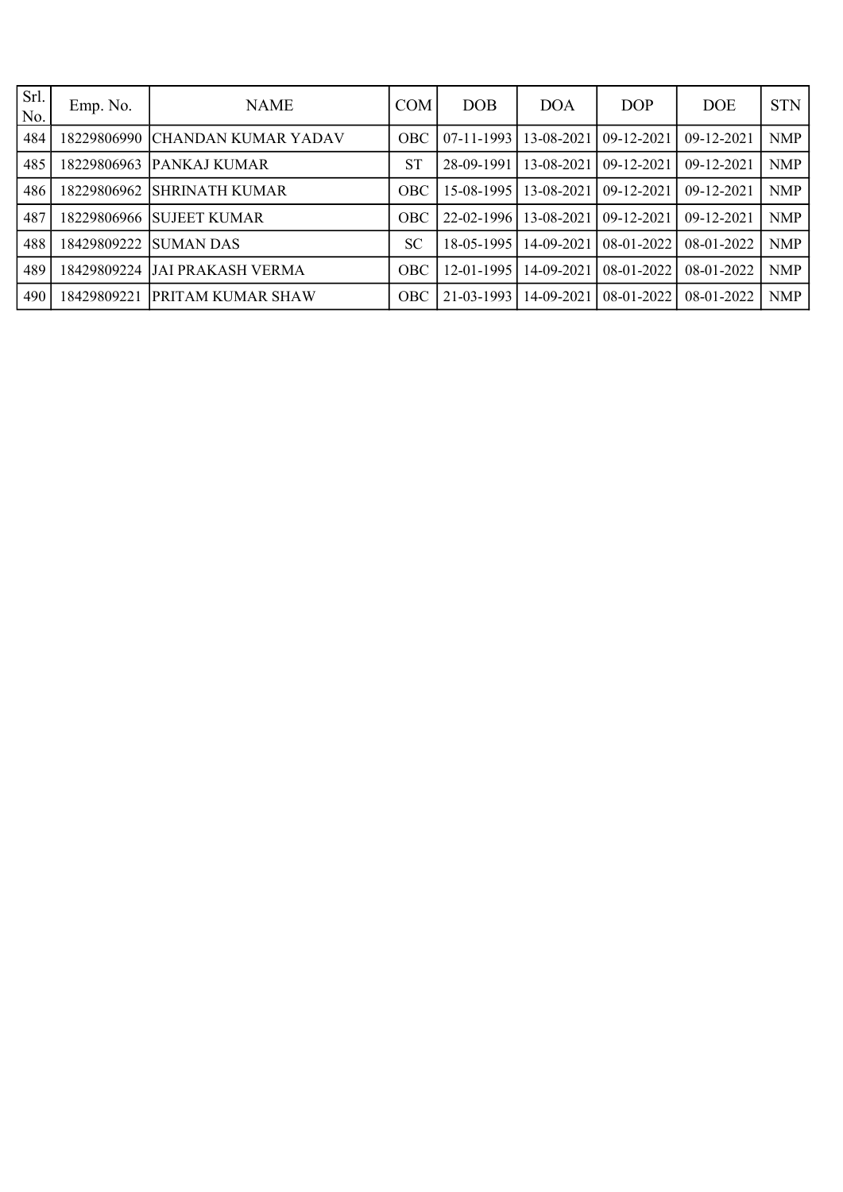| Srl. No. | Emp. No. | NAME | COM | DOB | DOA | DOP | DOE | STN |
|---|---|---|---|---|---|---|---|---|
| 484 | 18229806990 | CHANDAN KUMAR YADAV | OBC | 07-11-1993 | 13-08-2021 | 09-12-2021 | 09-12-2021 | NMP |
| 485 | 18229806963 | PANKAJ KUMAR | ST | 28-09-1991 | 13-08-2021 | 09-12-2021 | 09-12-2021 | NMP |
| 486 | 18229806962 | SHRINATH KUMAR | OBC | 15-08-1995 | 13-08-2021 | 09-12-2021 | 09-12-2021 | NMP |
| 487 | 18229806966 | SUJEET KUMAR | OBC | 22-02-1996 | 13-08-2021 | 09-12-2021 | 09-12-2021 | NMP |
| 488 | 18429809222 | SUMAN DAS | SC | 18-05-1995 | 14-09-2021 | 08-01-2022 | 08-01-2022 | NMP |
| 489 | 18429809224 | JAI PRAKASH VERMA | OBC | 12-01-1995 | 14-09-2021 | 08-01-2022 | 08-01-2022 | NMP |
| 490 | 18429809221 | PRITAM KUMAR SHAW | OBC | 21-03-1993 | 14-09-2021 | 08-01-2022 | 08-01-2022 | NMP |